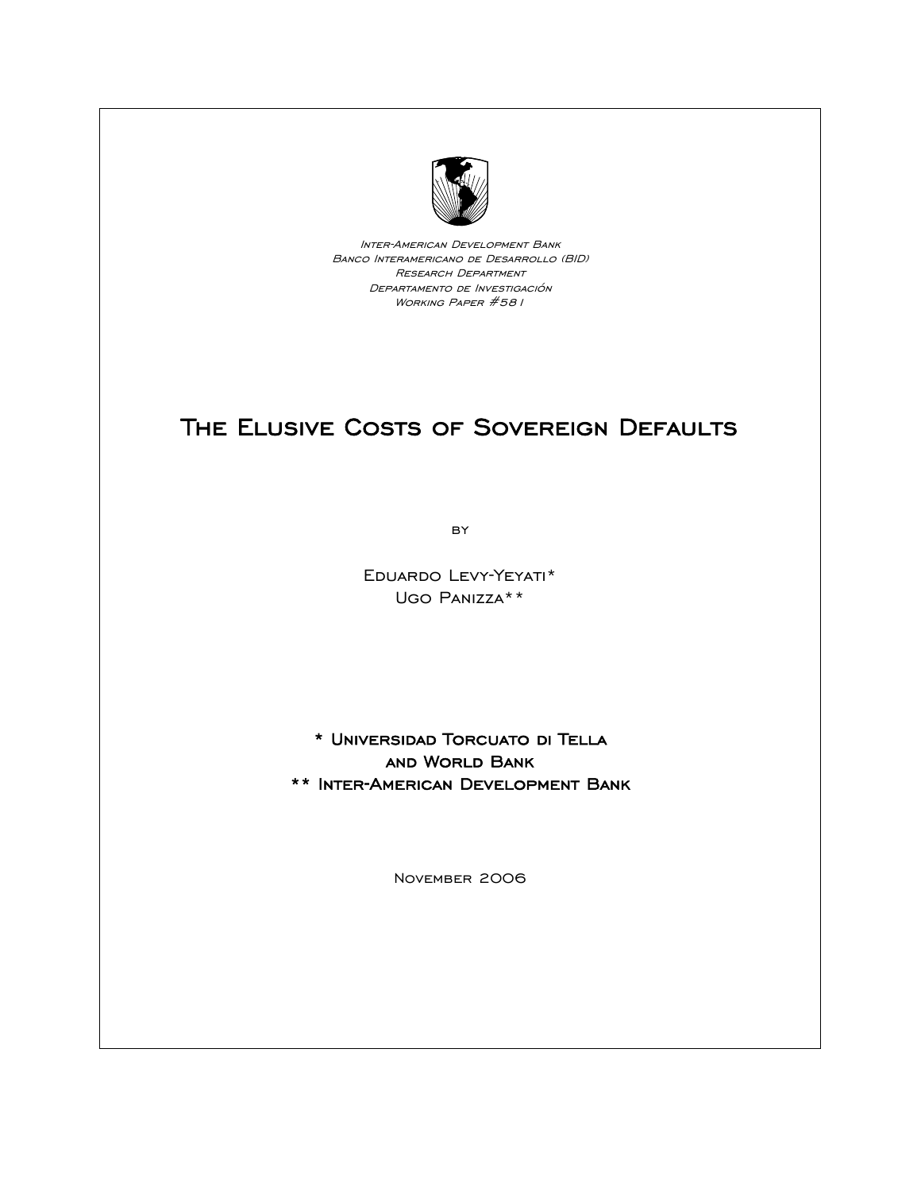Inter-American Development Bank
Banco Interamericano de Desarrollo (BID)
Research Department
Departamento de Investigación
Working Paper #581

# The Elusive Costs of Sovereign Defaults

by

Eduardo Levy-Yeyati*
Ugo Panizza**

\* Universidad Torcuato di Tella and World Bank
\*\* Inter-American Development Bank

November 2006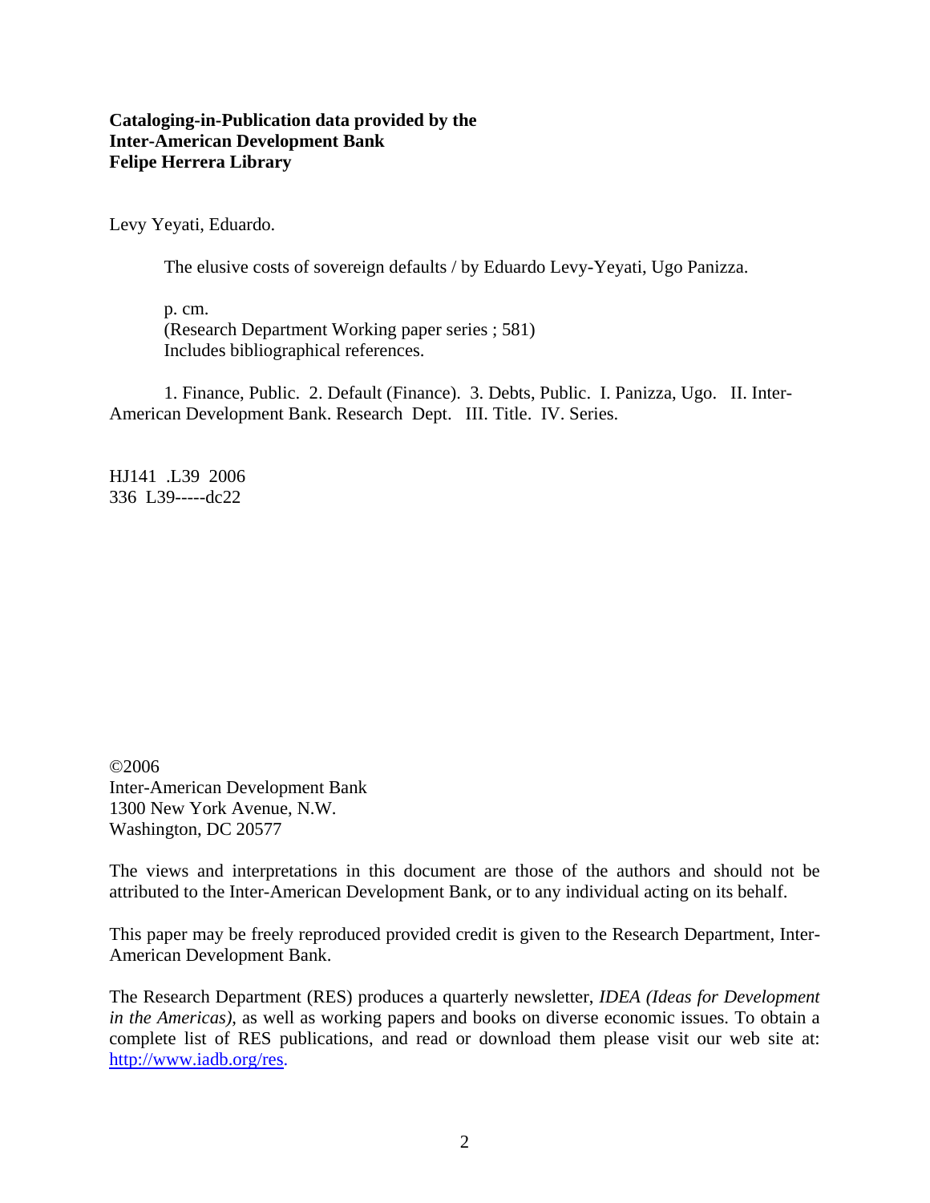**Cataloging-in-Publication data provided by the**
**Inter-American Development Bank**
**Felipe Herrera Library**

Levy Yeyati, Eduardo.

The elusive costs of sovereign defaults / by Eduardo Levy-Yeyati, Ugo Panizza.

p. cm.
(Research Department Working paper series ; 581)
Includes bibliographical references.

1. Finance, Public. 2. Default (Finance). 3. Debts, Public. I. Panizza, Ugo. II. Inter-American Development Bank. Research Dept. III. Title. IV. Series.

HJ141 .L39 2006
336 L39-----dc22

©2006
Inter-American Development Bank
1300 New York Avenue, N.W.
Washington, DC 20577

The views and interpretations in this document are those of the authors and should not be attributed to the Inter-American Development Bank, or to any individual acting on its behalf.

This paper may be freely reproduced provided credit is given to the Research Department, Inter-American Development Bank.

The Research Department (RES) produces a quarterly newsletter, *IDEA (Ideas for Development in the Americas)*, as well as working papers and books on diverse economic issues. To obtain a complete list of RES publications, and read or download them please visit our web site at: http://www.iadb.org/res.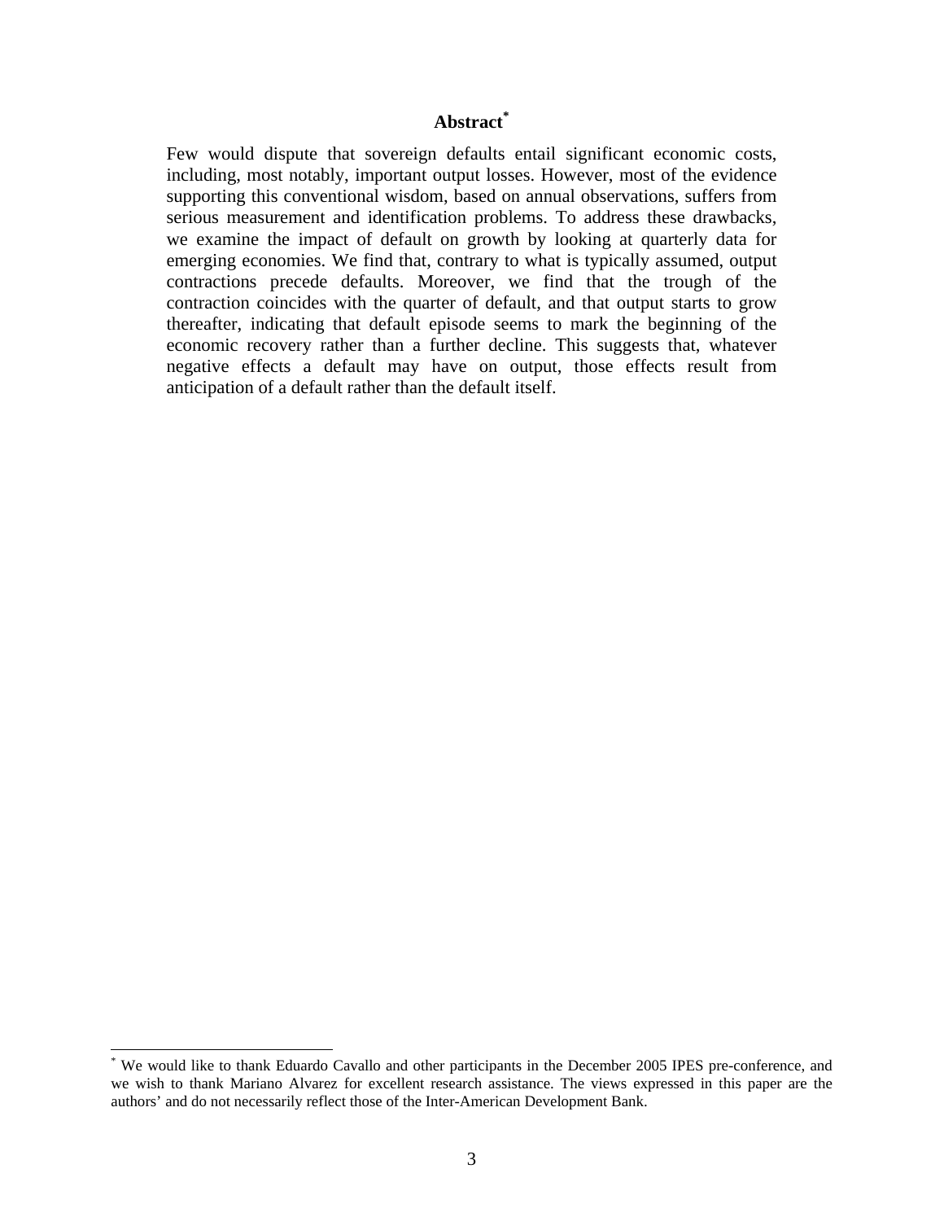## Abstract[*]

Few would dispute that sovereign defaults entail significant economic costs, including, most notably, important output losses. However, most of the evidence supporting this conventional wisdom, based on annual observations, suffers from serious measurement and identification problems. To address these drawbacks, we examine the impact of default on growth by looking at quarterly data for emerging economies. We find that, contrary to what is typically assumed, output contractions precede defaults. Moreover, we find that the trough of the contraction coincides with the quarter of default, and that output starts to grow thereafter, indicating that default episode seems to mark the beginning of the economic recovery rather than a further decline. This suggests that, whatever negative effects a default may have on output, those effects result from anticipation of a default rather than the default itself.

[*] We would like to thank Eduardo Cavallo and other participants in the December 2005 IPES pre-conference, and we wish to thank Mariano Alvarez for excellent research assistance. The views expressed in this paper are the authors' and do not necessarily reflect those of the Inter-American Development Bank.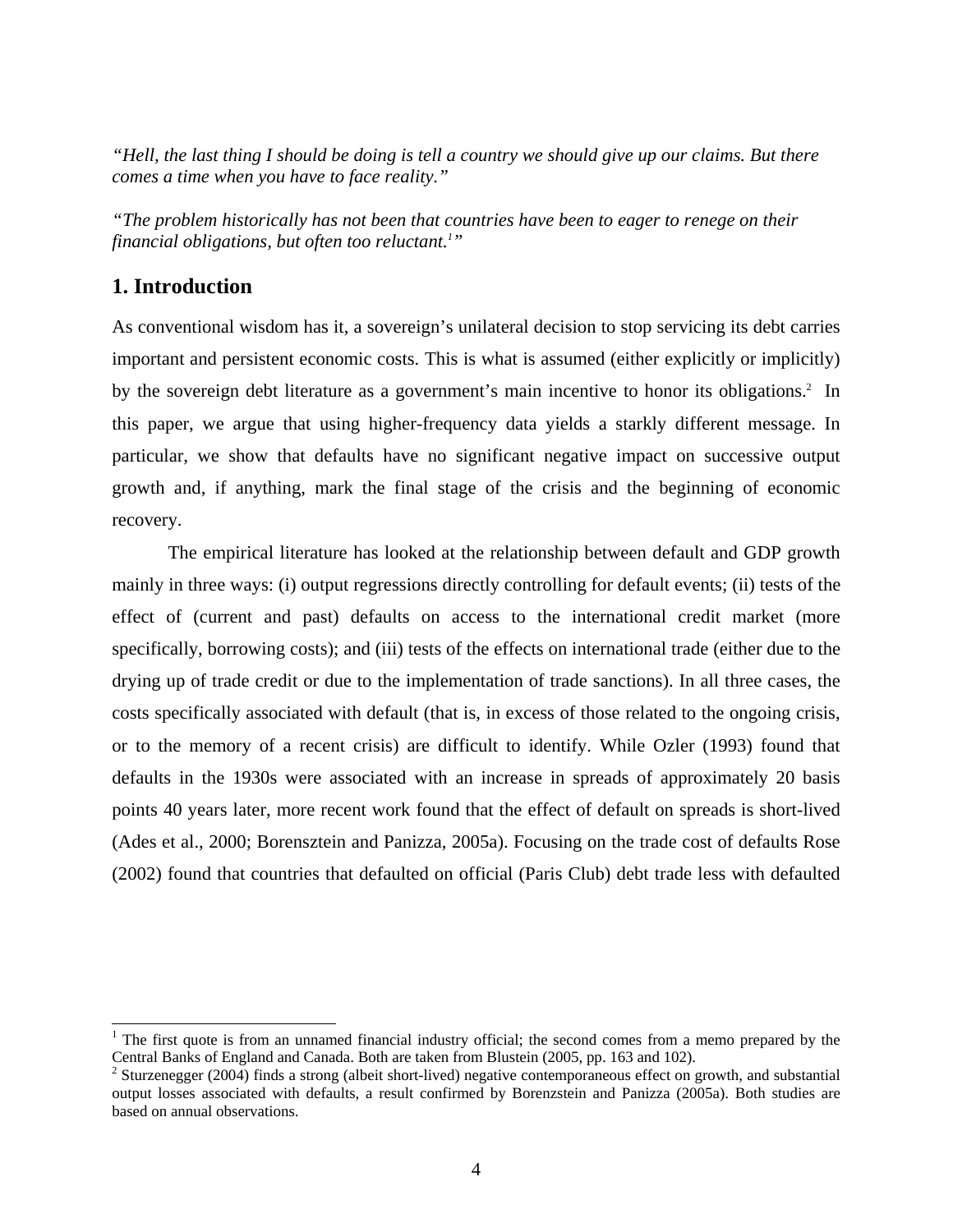*"Hell, the last thing I should be doing is tell a country we should give up our claims. But there comes a time when you have to face reality."*

*"The problem historically has not been that countries have been to eager to renege on their financial obligations, but often too reluctant.[1]"*

## 1. Introduction

As conventional wisdom has it, a sovereign's unilateral decision to stop servicing its debt carries important and persistent economic costs. This is what is assumed (either explicitly or implicitly) by the sovereign debt literature as a government's main incentive to honor its obligations.[2] In this paper, we argue that using higher-frequency data yields a starkly different message. In particular, we show that defaults have no significant negative impact on successive output growth and, if anything, mark the final stage of the crisis and the beginning of economic recovery.

The empirical literature has looked at the relationship between default and GDP growth mainly in three ways: (i) output regressions directly controlling for default events; (ii) tests of the effect of (current and past) defaults on access to the international credit market (more specifically, borrowing costs); and (iii) tests of the effects on international trade (either due to the drying up of trade credit or due to the implementation of trade sanctions). In all three cases, the costs specifically associated with default (that is, in excess of those related to the ongoing crisis, or to the memory of a recent crisis) are difficult to identify. While Ozler (1993) found that defaults in the 1930s were associated with an increase in spreads of approximately 20 basis points 40 years later, more recent work found that the effect of default on spreads is short-lived (Ades et al., 2000; Borensztein and Panizza, 2005a). Focusing on the trade cost of defaults Rose (2002) found that countries that defaulted on official (Paris Club) debt trade less with defaulted

---

[1] The first quote is from an unnamed financial industry official; the second comes from a memo prepared by the Central Banks of England and Canada. Both are taken from Blustein (2005, pp. 163 and 102).

[2] Sturzenegger (2004) finds a strong (albeit short-lived) negative contemporaneous effect on growth, and substantial output losses associated with defaults, a result confirmed by Borenzstein and Panizza (2005a). Both studies are based on annual observations.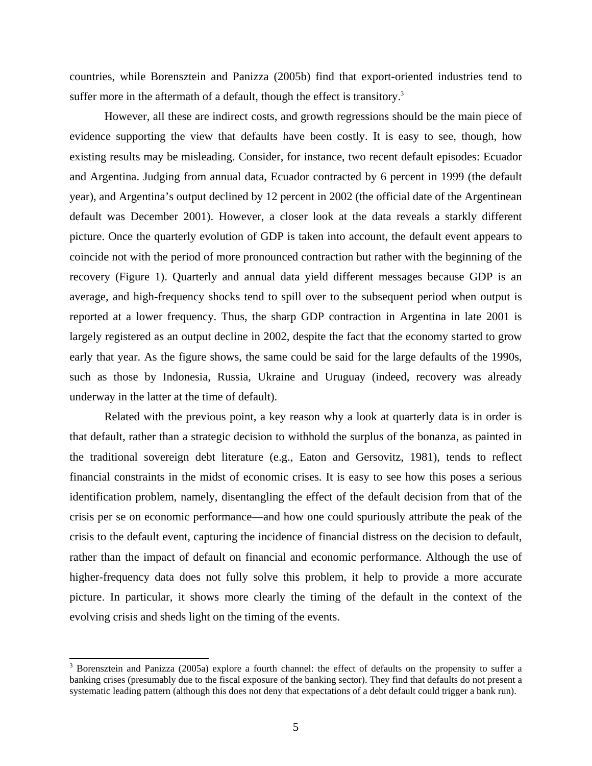countries, while Borensztein and Panizza (2005b) find that export-oriented industries tend to suffer more in the aftermath of a default, though the effect is transitory.[3]

However, all these are indirect costs, and growth regressions should be the main piece of evidence supporting the view that defaults have been costly. It is easy to see, though, how existing results may be misleading. Consider, for instance, two recent default episodes: Ecuador and Argentina. Judging from annual data, Ecuador contracted by 6 percent in 1999 (the default year), and Argentina's output declined by 12 percent in 2002 (the official date of the Argentinean default was December 2001). However, a closer look at the data reveals a starkly different picture. Once the quarterly evolution of GDP is taken into account, the default event appears to coincide not with the period of more pronounced contraction but rather with the beginning of the recovery (Figure 1). Quarterly and annual data yield different messages because GDP is an average, and high-frequency shocks tend to spill over to the subsequent period when output is reported at a lower frequency. Thus, the sharp GDP contraction in Argentina in late 2001 is largely registered as an output decline in 2002, despite the fact that the economy started to grow early that year. As the figure shows, the same could be said for the large defaults of the 1990s, such as those by Indonesia, Russia, Ukraine and Uruguay (indeed, recovery was already underway in the latter at the time of default).

Related with the previous point, a key reason why a look at quarterly data is in order is that default, rather than a strategic decision to withhold the surplus of the bonanza, as painted in the traditional sovereign debt literature (e.g., Eaton and Gersovitz, 1981), tends to reflect financial constraints in the midst of economic crises. It is easy to see how this poses a serious identification problem, namely, disentangling the effect of the default decision from that of the crisis per se on economic performance—and how one could spuriously attribute the peak of the crisis to the default event, capturing the incidence of financial distress on the decision to default, rather than the impact of default on financial and economic performance. Although the use of higher-frequency data does not fully solve this problem, it help to provide a more accurate picture. In particular, it shows more clearly the timing of the default in the context of the evolving crisis and sheds light on the timing of the events.

---

[3] Borensztein and Panizza (2005a) explore a fourth channel: the effect of defaults on the propensity to suffer a banking crises (presumably due to the fiscal exposure of the banking sector). They find that defaults do not present a systematic leading pattern (although this does not deny that expectations of a debt default could trigger a bank run).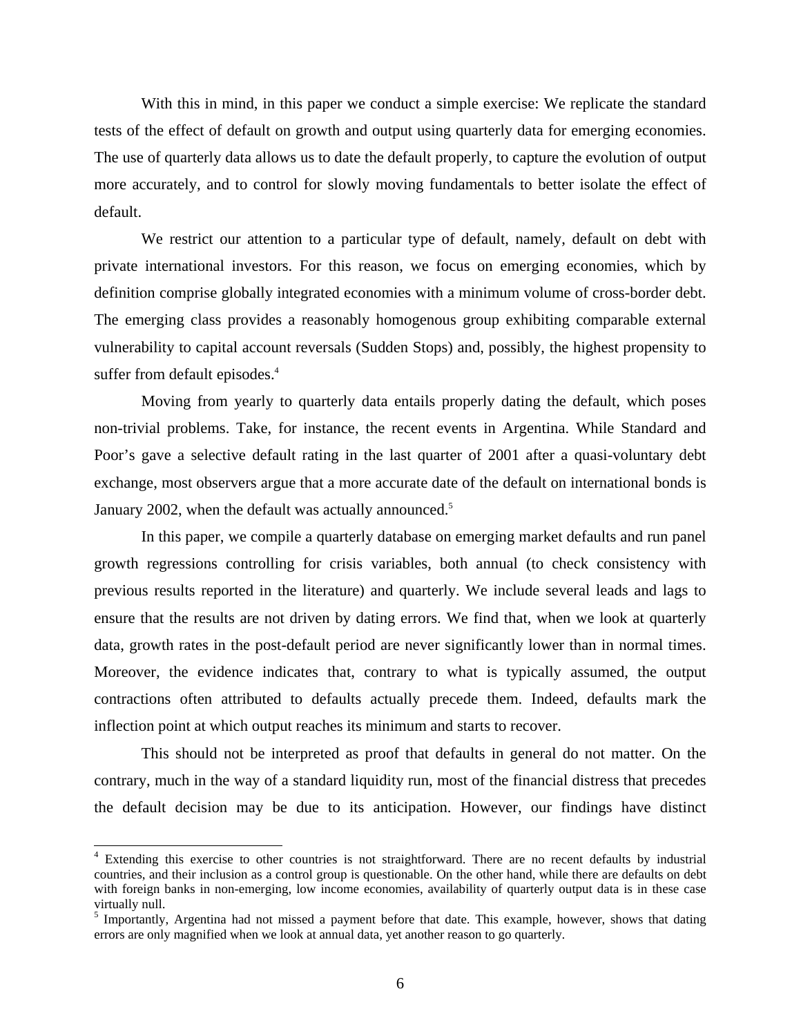With this in mind, in this paper we conduct a simple exercise: We replicate the standard tests of the effect of default on growth and output using quarterly data for emerging economies. The use of quarterly data allows us to date the default properly, to capture the evolution of output more accurately, and to control for slowly moving fundamentals to better isolate the effect of default.

We restrict our attention to a particular type of default, namely, default on debt with private international investors. For this reason, we focus on emerging economies, which by definition comprise globally integrated economies with a minimum volume of cross-border debt. The emerging class provides a reasonably homogenous group exhibiting comparable external vulnerability to capital account reversals (Sudden Stops) and, possibly, the highest propensity to suffer from default episodes.[4]

Moving from yearly to quarterly data entails properly dating the default, which poses non-trivial problems. Take, for instance, the recent events in Argentina. While Standard and Poor's gave a selective default rating in the last quarter of 2001 after a quasi-voluntary debt exchange, most observers argue that a more accurate date of the default on international bonds is January 2002, when the default was actually announced.[5]

In this paper, we compile a quarterly database on emerging market defaults and run panel growth regressions controlling for crisis variables, both annual (to check consistency with previous results reported in the literature) and quarterly. We include several leads and lags to ensure that the results are not driven by dating errors. We find that, when we look at quarterly data, growth rates in the post-default period are never significantly lower than in normal times. Moreover, the evidence indicates that, contrary to what is typically assumed, the output contractions often attributed to defaults actually precede them. Indeed, defaults mark the inflection point at which output reaches its minimum and starts to recover.

This should not be interpreted as proof that defaults in general do not matter. On the contrary, much in the way of a standard liquidity run, most of the financial distress that precedes the default decision may be due to its anticipation. However, our findings have distinct

---

[4] Extending this exercise to other countries is not straightforward. There are no recent defaults by industrial countries, and their inclusion as a control group is questionable. On the other hand, while there are defaults on debt with foreign banks in non-emerging, low income economies, availability of quarterly output data is in these case virtually null.

[5] Importantly, Argentina had not missed a payment before that date. This example, however, shows that dating errors are only magnified when we look at annual data, yet another reason to go quarterly.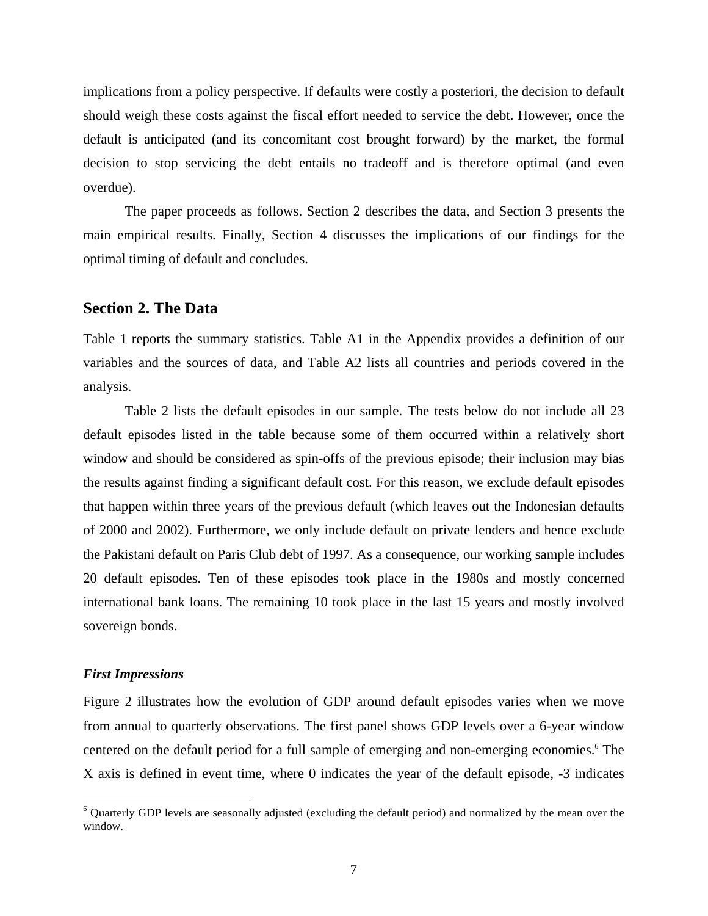implications from a policy perspective. If defaults were costly a posteriori, the decision to default should weigh these costs against the fiscal effort needed to service the debt. However, once the default is anticipated (and its concomitant cost brought forward) by the market, the formal decision to stop servicing the debt entails no tradeoff and is therefore optimal (and even overdue).

The paper proceeds as follows. Section 2 describes the data, and Section 3 presents the main empirical results. Finally, Section 4 discusses the implications of our findings for the optimal timing of default and concludes.

## Section 2. The Data

Table 1 reports the summary statistics. Table A1 in the Appendix provides a definition of our variables and the sources of data, and Table A2 lists all countries and periods covered in the analysis.

Table 2 lists the default episodes in our sample. The tests below do not include all 23 default episodes listed in the table because some of them occurred within a relatively short window and should be considered as spin-offs of the previous episode; their inclusion may bias the results against finding a significant default cost. For this reason, we exclude default episodes that happen within three years of the previous default (which leaves out the Indonesian defaults of 2000 and 2002). Furthermore, we only include default on private lenders and hence exclude the Pakistani default on Paris Club debt of 1997. As a consequence, our working sample includes 20 default episodes. Ten of these episodes took place in the 1980s and mostly concerned international bank loans. The remaining 10 took place in the last 15 years and mostly involved sovereign bonds.

### *First Impressions*

Figure 2 illustrates how the evolution of GDP around default episodes varies when we move from annual to quarterly observations. The first panel shows GDP levels over a 6-year window centered on the default period for a full sample of emerging and non-emerging economies.[6] The X axis is defined in event time, where 0 indicates the year of the default episode, -3 indicates

[6] Quarterly GDP levels are seasonally adjusted (excluding the default period) and normalized by the mean over the window.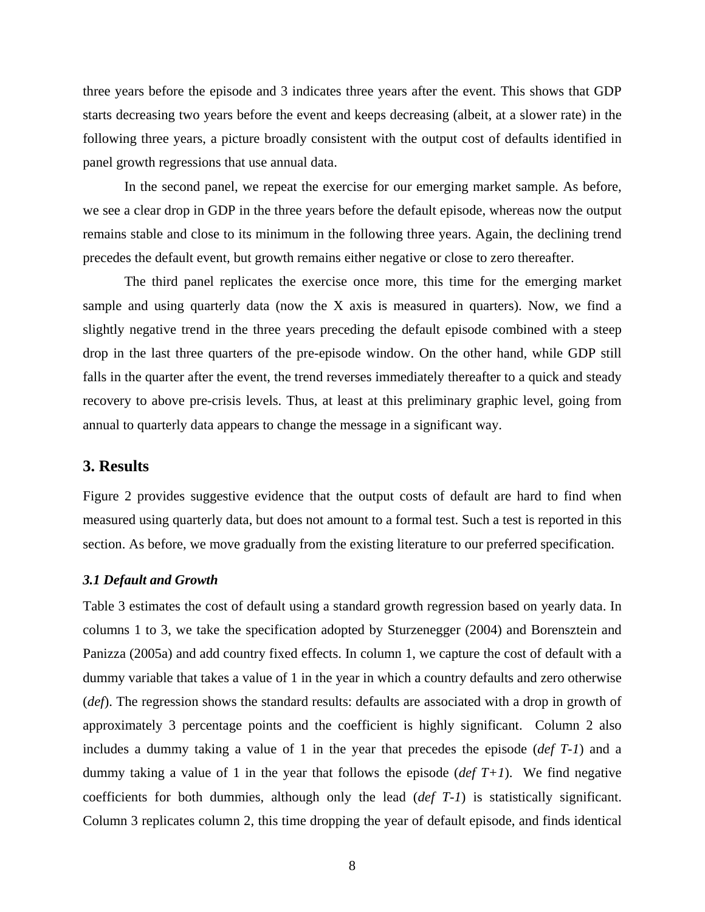three years before the episode and 3 indicates three years after the event. This shows that GDP starts decreasing two years before the event and keeps decreasing (albeit, at a slower rate) in the following three years, a picture broadly consistent with the output cost of defaults identified in panel growth regressions that use annual data.

In the second panel, we repeat the exercise for our emerging market sample. As before, we see a clear drop in GDP in the three years before the default episode, whereas now the output remains stable and close to its minimum in the following three years. Again, the declining trend precedes the default event, but growth remains either negative or close to zero thereafter.

The third panel replicates the exercise once more, this time for the emerging market sample and using quarterly data (now the X axis is measured in quarters). Now, we find a slightly negative trend in the three years preceding the default episode combined with a steep drop in the last three quarters of the pre-episode window. On the other hand, while GDP still falls in the quarter after the event, the trend reverses immediately thereafter to a quick and steady recovery to above pre-crisis levels. Thus, at least at this preliminary graphic level, going from annual to quarterly data appears to change the message in a significant way.

## 3. Results

Figure 2 provides suggestive evidence that the output costs of default are hard to find when measured using quarterly data, but does not amount to a formal test. Such a test is reported in this section. As before, we move gradually from the existing literature to our preferred specification.

### *3.1 Default and Growth*

Table 3 estimates the cost of default using a standard growth regression based on yearly data. In columns 1 to 3, we take the specification adopted by Sturzenegger (2004) and Borensztein and Panizza (2005a) and add country fixed effects. In column 1, we capture the cost of default with a dummy variable that takes a value of 1 in the year in which a country defaults and zero otherwise (*def*). The regression shows the standard results: defaults are associated with a drop in growth of approximately 3 percentage points and the coefficient is highly significant. Column 2 also includes a dummy taking a value of 1 in the year that precedes the episode (*def T-1*) and a dummy taking a value of 1 in the year that follows the episode (*def T+1*). We find negative coefficients for both dummies, although only the lead (*def T-1*) is statistically significant. Column 3 replicates column 2, this time dropping the year of default episode, and finds identical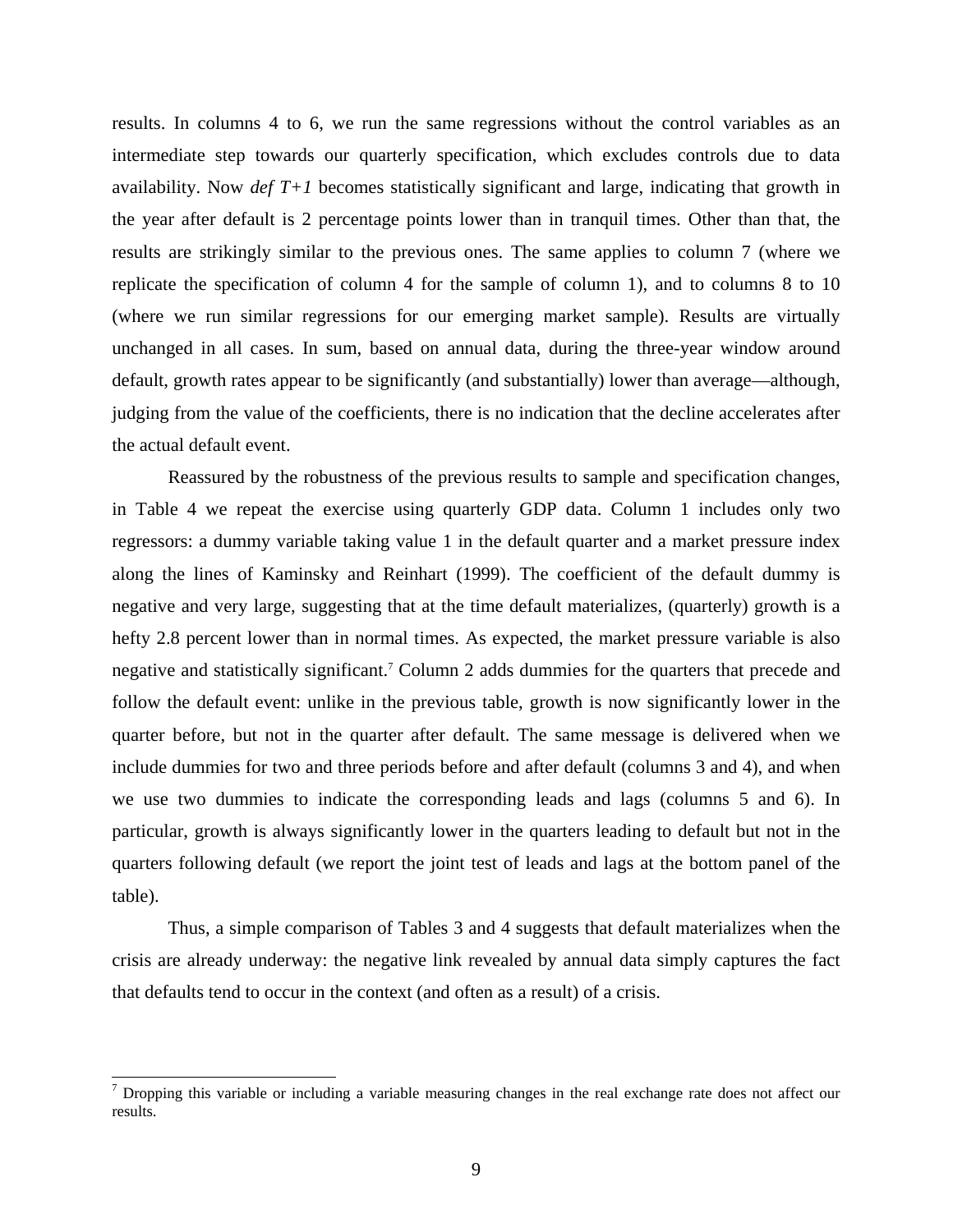results. In columns 4 to 6, we run the same regressions without the control variables as an intermediate step towards our quarterly specification, which excludes controls due to data availability. Now *def T+1* becomes statistically significant and large, indicating that growth in the year after default is 2 percentage points lower than in tranquil times. Other than that, the results are strikingly similar to the previous ones. The same applies to column 7 (where we replicate the specification of column 4 for the sample of column 1), and to columns 8 to 10 (where we run similar regressions for our emerging market sample). Results are virtually unchanged in all cases. In sum, based on annual data, during the three-year window around default, growth rates appear to be significantly (and substantially) lower than average—although, judging from the value of the coefficients, there is no indication that the decline accelerates after the actual default event.

Reassured by the robustness of the previous results to sample and specification changes, in Table 4 we repeat the exercise using quarterly GDP data. Column 1 includes only two regressors: a dummy variable taking value 1 in the default quarter and a market pressure index along the lines of Kaminsky and Reinhart (1999). The coefficient of the default dummy is negative and very large, suggesting that at the time default materializes, (quarterly) growth is a hefty 2.8 percent lower than in normal times. As expected, the market pressure variable is also negative and statistically significant.[7] Column 2 adds dummies for the quarters that precede and follow the default event: unlike in the previous table, growth is now significantly lower in the quarter before, but not in the quarter after default. The same message is delivered when we include dummies for two and three periods before and after default (columns 3 and 4), and when we use two dummies to indicate the corresponding leads and lags (columns 5 and 6). In particular, growth is always significantly lower in the quarters leading to default but not in the quarters following default (we report the joint test of leads and lags at the bottom panel of the table).

Thus, a simple comparison of Tables 3 and 4 suggests that default materializes when the crisis are already underway: the negative link revealed by annual data simply captures the fact that defaults tend to occur in the context (and often as a result) of a crisis.

---

[7] Dropping this variable or including a variable measuring changes in the real exchange rate does not affect our results.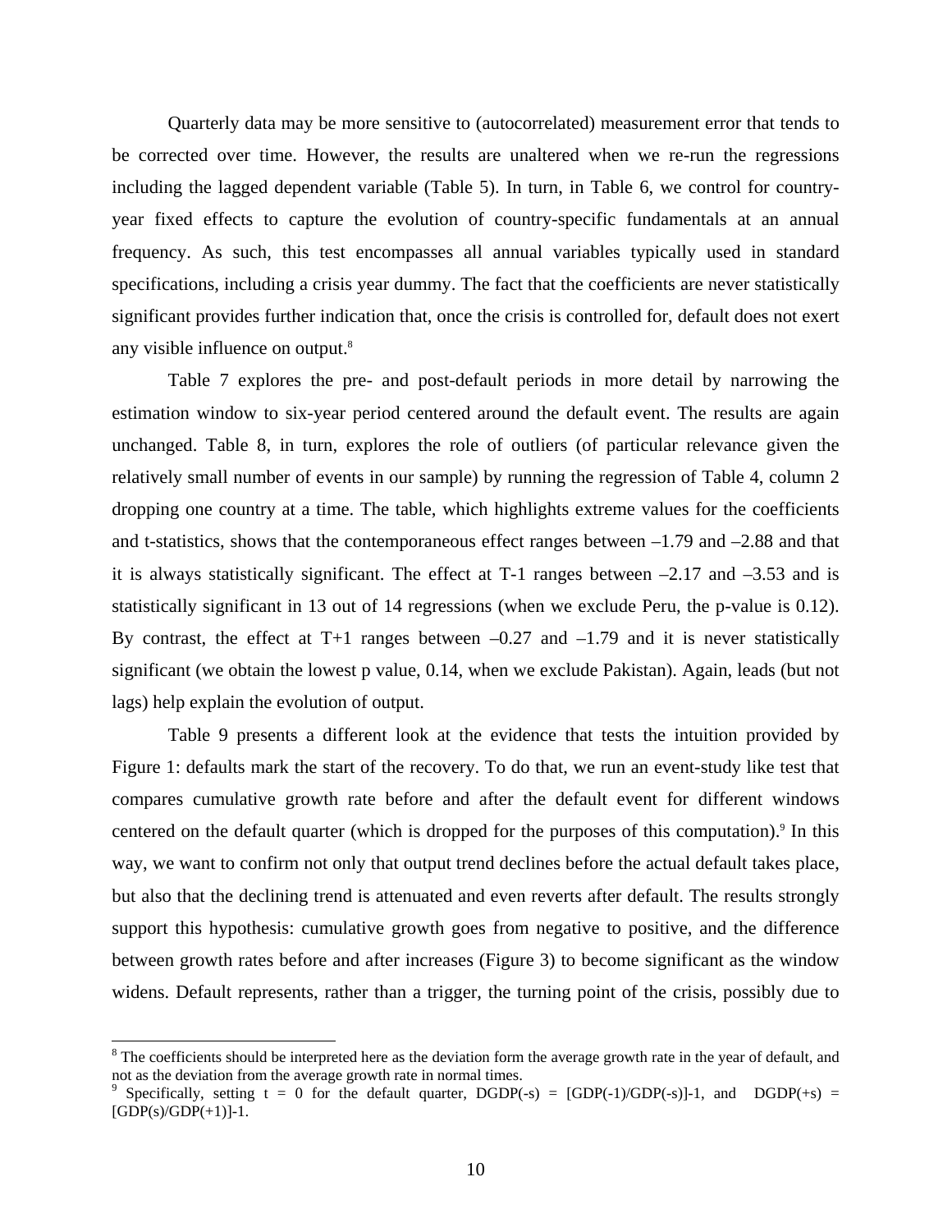Quarterly data may be more sensitive to (autocorrelated) measurement error that tends to be corrected over time. However, the results are unaltered when we re-run the regressions including the lagged dependent variable (Table 5). In turn, in Table 6, we control for country-year fixed effects to capture the evolution of country-specific fundamentals at an annual frequency. As such, this test encompasses all annual variables typically used in standard specifications, including a crisis year dummy. The fact that the coefficients are never statistically significant provides further indication that, once the crisis is controlled for, default does not exert any visible influence on output.[8]

Table 7 explores the pre- and post-default periods in more detail by narrowing the estimation window to six-year period centered around the default event. The results are again unchanged. Table 8, in turn, explores the role of outliers (of particular relevance given the relatively small number of events in our sample) by running the regression of Table 4, column 2 dropping one country at a time. The table, which highlights extreme values for the coefficients and t-statistics, shows that the contemporaneous effect ranges between –1.79 and –2.88 and that it is always statistically significant. The effect at T-1 ranges between –2.17 and –3.53 and is statistically significant in 13 out of 14 regressions (when we exclude Peru, the p-value is 0.12). By contrast, the effect at T+1 ranges between –0.27 and –1.79 and it is never statistically significant (we obtain the lowest p value, 0.14, when we exclude Pakistan). Again, leads (but not lags) help explain the evolution of output.

Table 9 presents a different look at the evidence that tests the intuition provided by Figure 1: defaults mark the start of the recovery. To do that, we run an event-study like test that compares cumulative growth rate before and after the default event for different windows centered on the default quarter (which is dropped for the purposes of this computation).[9] In this way, we want to confirm not only that output trend declines before the actual default takes place, but also that the declining trend is attenuated and even reverts after default. The results strongly support this hypothesis: cumulative growth goes from negative to positive, and the difference between growth rates before and after increases (Figure 3) to become significant as the window widens. Default represents, rather than a trigger, the turning point of the crisis, possibly due to

[8] The coefficients should be interpreted here as the deviation form the average growth rate in the year of default, and not as the deviation from the average growth rate in normal times.

[9] Specifically, setting $t = 0$ for the default quarter, $DGDP(-s) = [GDP(-1)/GDP(-s)]-1$, and $DGDP(+s) = [GDP(s)/GDP(+1)]-1$.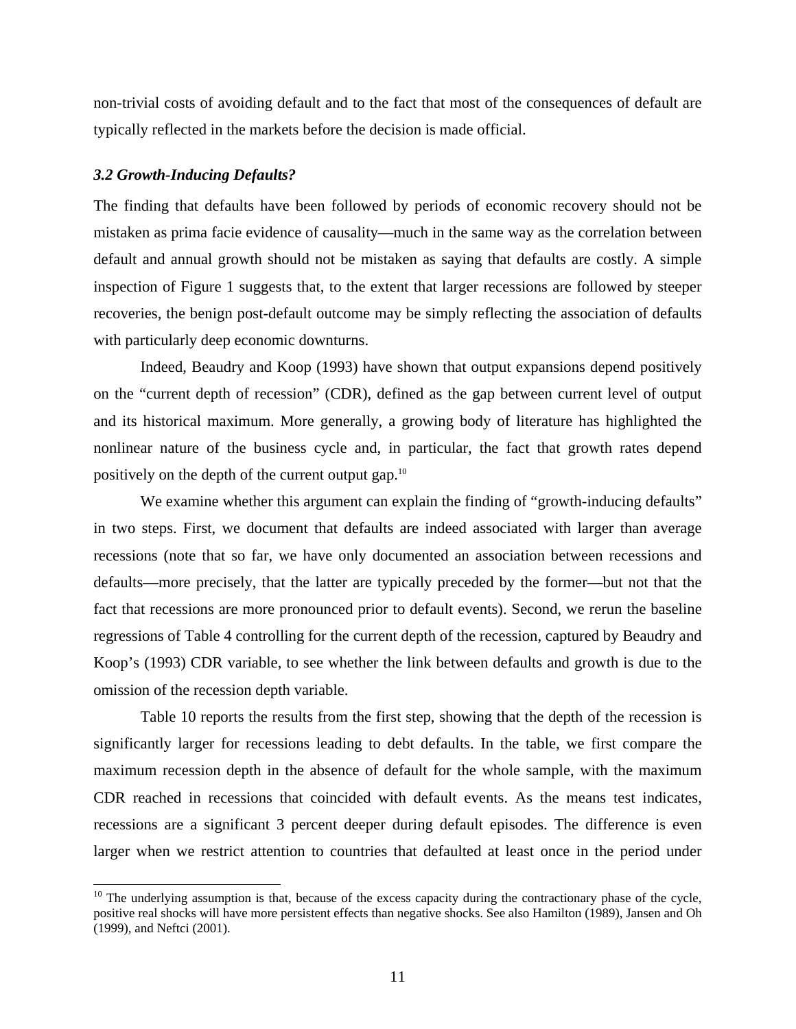non-trivial costs of avoiding default and to the fact that most of the consequences of default are typically reflected in the markets before the decision is made official.

### *3.2 Growth-Inducing Defaults?*

The finding that defaults have been followed by periods of economic recovery should not be mistaken as prima facie evidence of causality—much in the same way as the correlation between default and annual growth should not be mistaken as saying that defaults are costly. A simple inspection of Figure 1 suggests that, to the extent that larger recessions are followed by steeper recoveries, the benign post-default outcome may be simply reflecting the association of defaults with particularly deep economic downturns.

Indeed, Beaudry and Koop (1993) have shown that output expansions depend positively on the "current depth of recession" (CDR), defined as the gap between current level of output and its historical maximum. More generally, a growing body of literature has highlighted the nonlinear nature of the business cycle and, in particular, the fact that growth rates depend positively on the depth of the current output gap.[10]

We examine whether this argument can explain the finding of "growth-inducing defaults" in two steps. First, we document that defaults are indeed associated with larger than average recessions (note that so far, we have only documented an association between recessions and defaults—more precisely, that the latter are typically preceded by the former—but not that the fact that recessions are more pronounced prior to default events). Second, we rerun the baseline regressions of Table 4 controlling for the current depth of the recession, captured by Beaudry and Koop's (1993) CDR variable, to see whether the link between defaults and growth is due to the omission of the recession depth variable.

Table 10 reports the results from the first step, showing that the depth of the recession is significantly larger for recessions leading to debt defaults. In the table, we first compare the maximum recession depth in the absence of default for the whole sample, with the maximum CDR reached in recessions that coincided with default events. As the means test indicates, recessions are a significant 3 percent deeper during default episodes. The difference is even larger when we restrict attention to countries that defaulted at least once in the period under

[10] The underlying assumption is that, because of the excess capacity during the contractionary phase of the cycle, positive real shocks will have more persistent effects than negative shocks. See also Hamilton (1989), Jansen and Oh (1999), and Neftci (2001).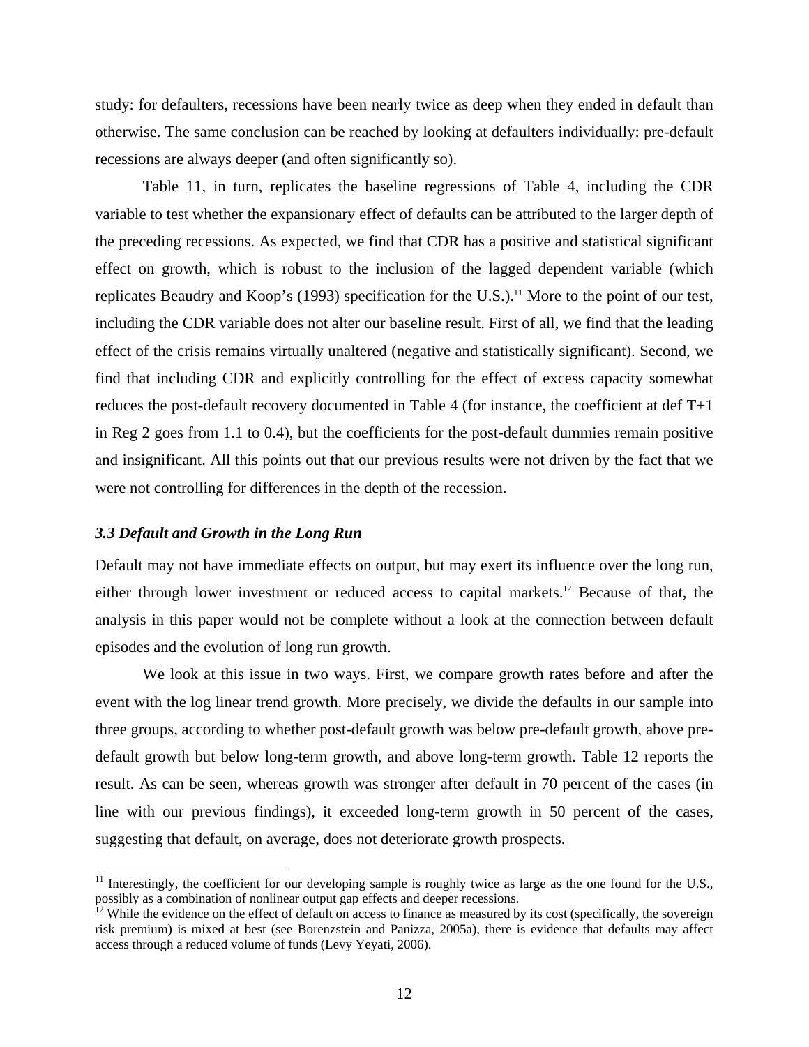study: for defaulters, recessions have been nearly twice as deep when they ended in default than otherwise. The same conclusion can be reached by looking at defaulters individually: pre-default recessions are always deeper (and often significantly so).

Table 11, in turn, replicates the baseline regressions of Table 4, including the CDR variable to test whether the expansionary effect of defaults can be attributed to the larger depth of the preceding recessions. As expected, we find that CDR has a positive and statistical significant effect on growth, which is robust to the inclusion of the lagged dependent variable (which replicates Beaudry and Koop's (1993) specification for the U.S.).[11] More to the point of our test, including the CDR variable does not alter our baseline result. First of all, we find that the leading effect of the crisis remains virtually unaltered (negative and statistically significant). Second, we find that including CDR and explicitly controlling for the effect of excess capacity somewhat reduces the post-default recovery documented in Table 4 (for instance, the coefficient at def T+1 in Reg 2 goes from 1.1 to 0.4), but the coefficients for the post-default dummies remain positive and insignificant. All this points out that our previous results were not driven by the fact that we were not controlling for differences in the depth of the recession.

### *3.3 Default and Growth in the Long Run*

Default may not have immediate effects on output, but may exert its influence over the long run, either through lower investment or reduced access to capital markets.[12] Because of that, the analysis in this paper would not be complete without a look at the connection between default episodes and the evolution of long run growth.

We look at this issue in two ways. First, we compare growth rates before and after the event with the log linear trend growth. More precisely, we divide the defaults in our sample into three groups, according to whether post-default growth was below pre-default growth, above pre-default growth but below long-term growth, and above long-term growth. Table 12 reports the result. As can be seen, whereas growth was stronger after default in 70 percent of the cases (in line with our previous findings), it exceeded long-term growth in 50 percent of the cases, suggesting that default, on average, does not deteriorate growth prospects.

[11] Interestingly, the coefficient for our developing sample is roughly twice as large as the one found for the U.S., possibly as a combination of nonlinear output gap effects and deeper recessions.

[12] While the evidence on the effect of default on access to finance as measured by its cost (specifically, the sovereign risk premium) is mixed at best (see Borenzstein and Panizza, 2005a), there is evidence that defaults may affect access through a reduced volume of funds (Levy Yeyati, 2006).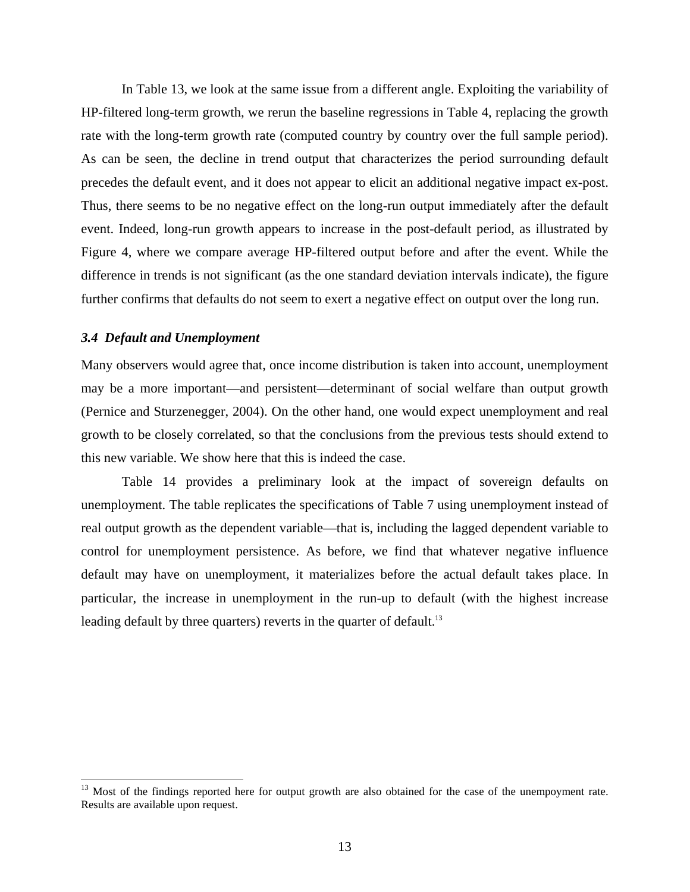In Table 13, we look at the same issue from a different angle. Exploiting the variability of HP-filtered long-term growth, we rerun the baseline regressions in Table 4, replacing the growth rate with the long-term growth rate (computed country by country over the full sample period). As can be seen, the decline in trend output that characterizes the period surrounding default precedes the default event, and it does not appear to elicit an additional negative impact ex-post. Thus, there seems to be no negative effect on the long-run output immediately after the default event. Indeed, long-run growth appears to increase in the post-default period, as illustrated by Figure 4, where we compare average HP-filtered output before and after the event. While the difference in trends is not significant (as the one standard deviation intervals indicate), the figure further confirms that defaults do not seem to exert a negative effect on output over the long run.

### *3.4 Default and Unemployment*

Many observers would agree that, once income distribution is taken into account, unemployment may be a more important—and persistent—determinant of social welfare than output growth (Pernice and Sturzenegger, 2004). On the other hand, one would expect unemployment and real growth to be closely correlated, so that the conclusions from the previous tests should extend to this new variable. We show here that this is indeed the case.

Table 14 provides a preliminary look at the impact of sovereign defaults on unemployment. The table replicates the specifications of Table 7 using unemployment instead of real output growth as the dependent variable—that is, including the lagged dependent variable to control for unemployment persistence. As before, we find that whatever negative influence default may have on unemployment, it materializes before the actual default takes place. In particular, the increase in unemployment in the run-up to default (with the highest increase leading default by three quarters) reverts in the quarter of default.[13]

[13] Most of the findings reported here for output growth are also obtained for the case of the unempoyment rate. Results are available upon request.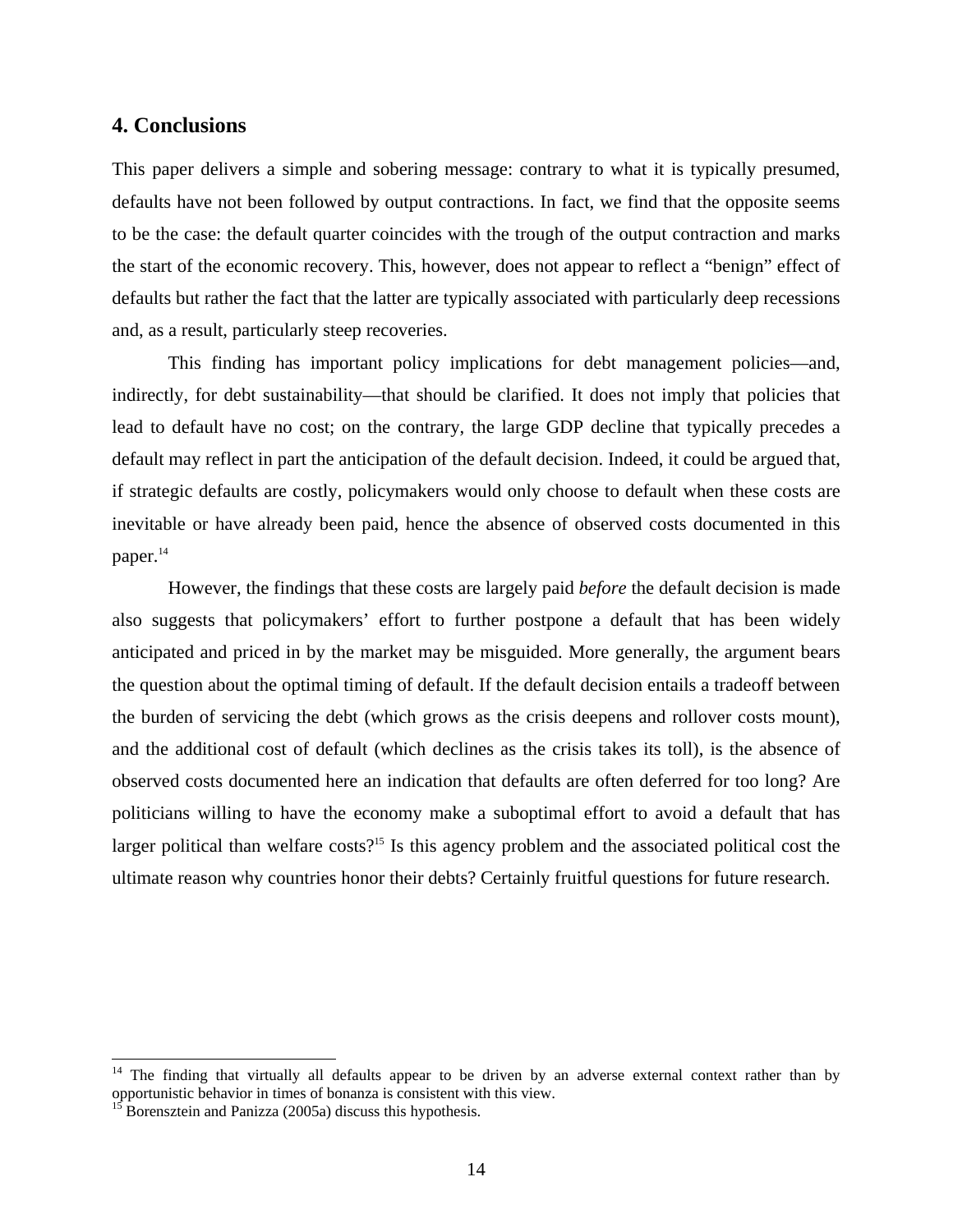## 4. Conclusions

This paper delivers a simple and sobering message: contrary to what it is typically presumed, defaults have not been followed by output contractions. In fact, we find that the opposite seems to be the case: the default quarter coincides with the trough of the output contraction and marks the start of the economic recovery. This, however, does not appear to reflect a "benign" effect of defaults but rather the fact that the latter are typically associated with particularly deep recessions and, as a result, particularly steep recoveries.

This finding has important policy implications for debt management policies—and, indirectly, for debt sustainability—that should be clarified. It does not imply that policies that lead to default have no cost; on the contrary, the large GDP decline that typically precedes a default may reflect in part the anticipation of the default decision. Indeed, it could be argued that, if strategic defaults are costly, policymakers would only choose to default when these costs are inevitable or have already been paid, hence the absence of observed costs documented in this paper.[14]

However, the findings that these costs are largely paid *before* the default decision is made also suggests that policymakers' effort to further postpone a default that has been widely anticipated and priced in by the market may be misguided. More generally, the argument bears the question about the optimal timing of default. If the default decision entails a tradeoff between the burden of servicing the debt (which grows as the crisis deepens and rollover costs mount), and the additional cost of default (which declines as the crisis takes its toll), is the absence of observed costs documented here an indication that defaults are often deferred for too long? Are politicians willing to have the economy make a suboptimal effort to avoid a default that has larger political than welfare costs?[15] Is this agency problem and the associated political cost the ultimate reason why countries honor their debts? Certainly fruitful questions for future research.

---

[14] The finding that virtually all defaults appear to be driven by an adverse external context rather than by opportunistic behavior in times of bonanza is consistent with this view.

[15] Borensztein and Panizza (2005a) discuss this hypothesis.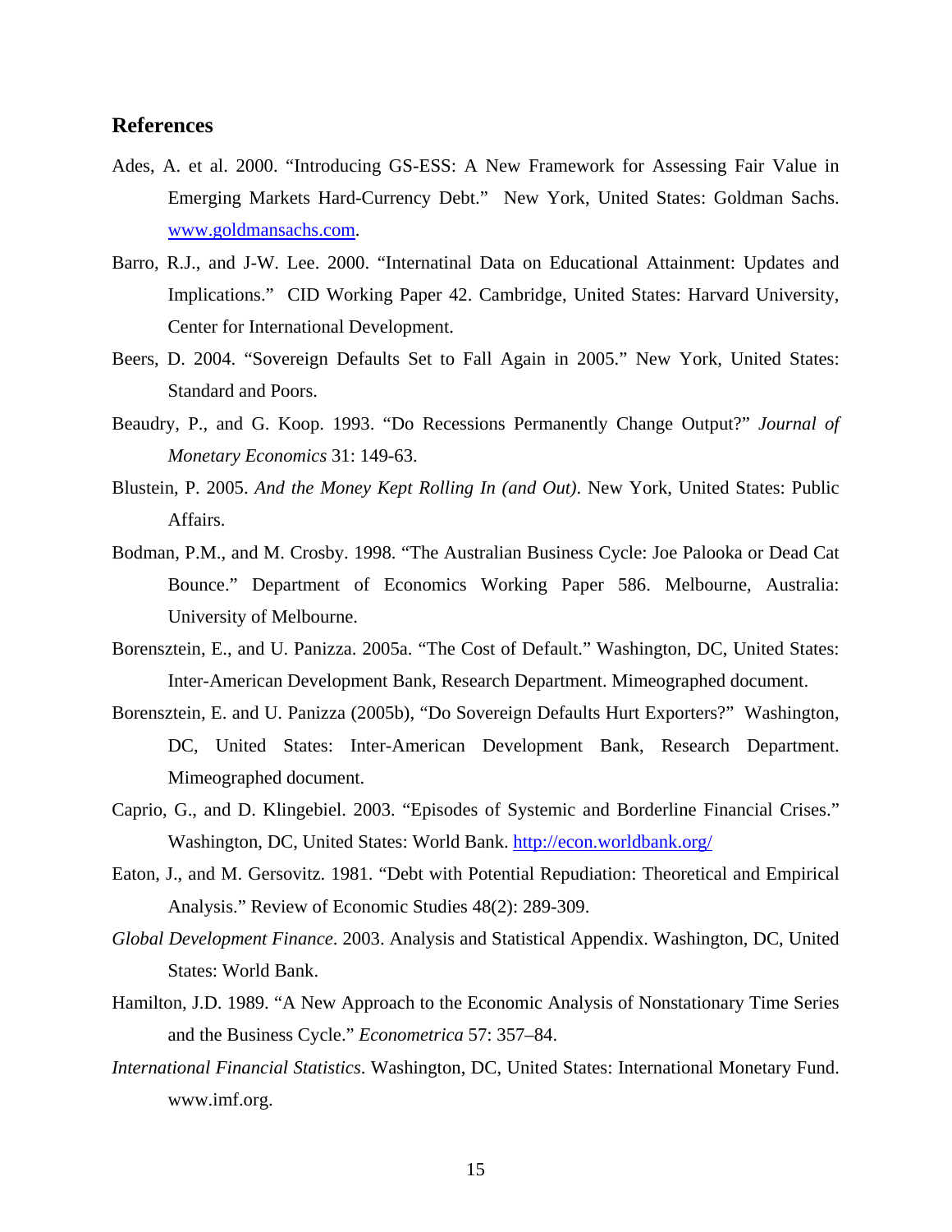## References

Ades, A. et al. 2000. "Introducing GS-ESS: A New Framework for Assessing Fair Value in Emerging Markets Hard-Currency Debt." New York, United States: Goldman Sachs. www.goldmansachs.com.

Barro, R.J., and J-W. Lee. 2000. "Internatinal Data on Educational Attainment: Updates and Implications." CID Working Paper 42. Cambridge, United States: Harvard University, Center for International Development.

Beers, D. 2004. "Sovereign Defaults Set to Fall Again in 2005." New York, United States: Standard and Poors.

Beaudry, P., and G. Koop. 1993. "Do Recessions Permanently Change Output?" *Journal of Monetary Economics* 31: 149-63.

Blustein, P. 2005. *And the Money Kept Rolling In (and Out)*. New York, United States: Public Affairs.

Bodman, P.M., and M. Crosby. 1998. "The Australian Business Cycle: Joe Palooka or Dead Cat Bounce." Department of Economics Working Paper 586. Melbourne, Australia: University of Melbourne.

Borensztein, E., and U. Panizza. 2005a. "The Cost of Default." Washington, DC, United States: Inter-American Development Bank, Research Department. Mimeographed document.

Borensztein, E. and U. Panizza (2005b), "Do Sovereign Defaults Hurt Exporters?" Washington, DC, United States: Inter-American Development Bank, Research Department. Mimeographed document.

Caprio, G., and D. Klingebiel. 2003. "Episodes of Systemic and Borderline Financial Crises." Washington, DC, United States: World Bank. http://econ.worldbank.org/

Eaton, J., and M. Gersovitz. 1981. "Debt with Potential Repudiation: Theoretical and Empirical Analysis." Review of Economic Studies 48(2): 289-309.

*Global Development Finance*. 2003. Analysis and Statistical Appendix. Washington, DC, United States: World Bank.

Hamilton, J.D. 1989. "A New Approach to the Economic Analysis of Nonstationary Time Series and the Business Cycle." *Econometrica* 57: 357–84.

*International Financial Statistics*. Washington, DC, United States: International Monetary Fund. www.imf.org.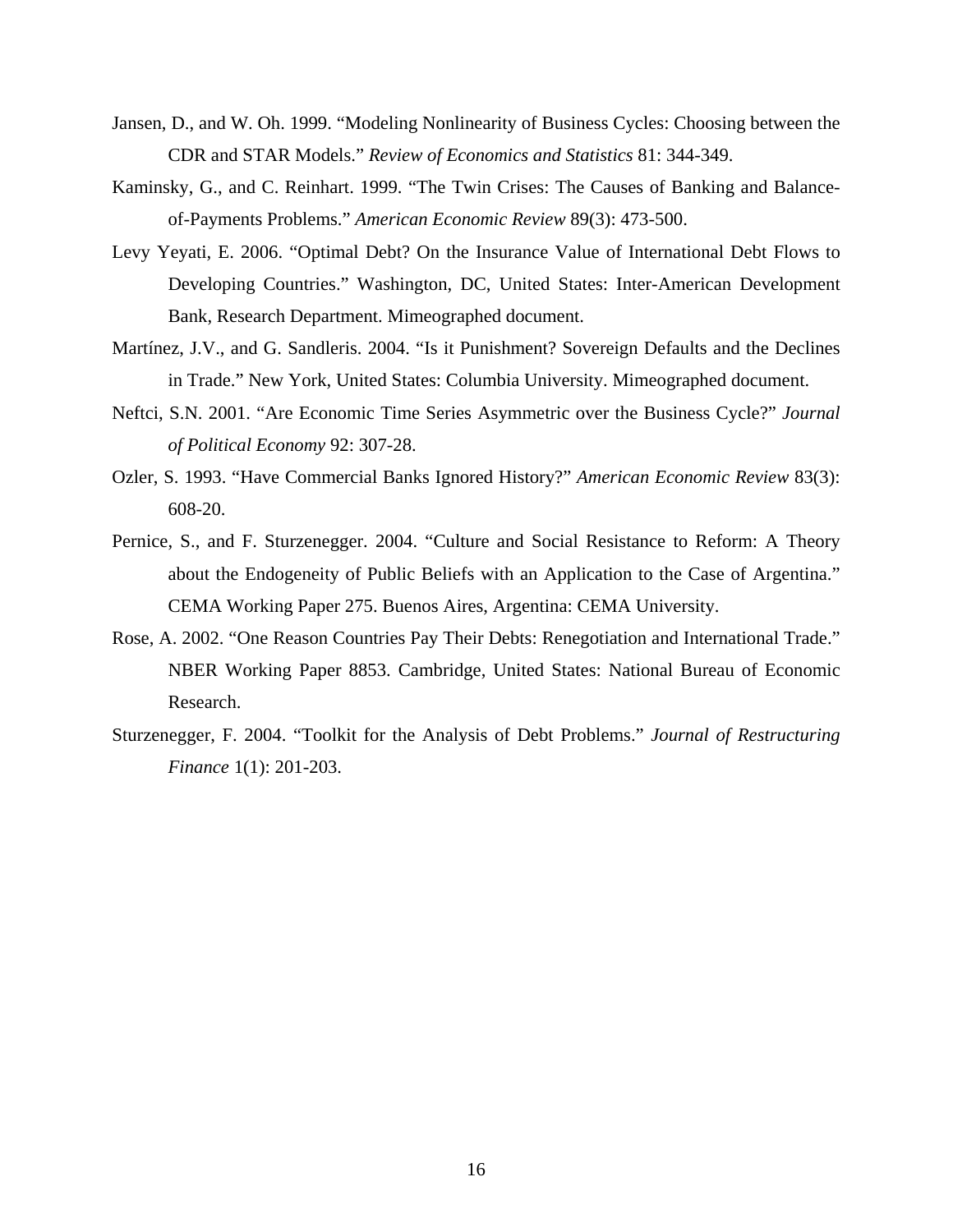Jansen, D., and W. Oh. 1999. "Modeling Nonlinearity of Business Cycles: Choosing between the CDR and STAR Models." *Review of Economics and Statistics* 81: 344-349.

Kaminsky, G., and C. Reinhart. 1999. "The Twin Crises: The Causes of Banking and Balance-of-Payments Problems." *American Economic Review* 89(3): 473-500.

Levy Yeyati, E. 2006. "Optimal Debt? On the Insurance Value of International Debt Flows to Developing Countries." Washington, DC, United States: Inter-American Development Bank, Research Department. Mimeographed document.

Martínez, J.V., and G. Sandleris. 2004. "Is it Punishment? Sovereign Defaults and the Declines in Trade." New York, United States: Columbia University. Mimeographed document.

Neftci, S.N. 2001. "Are Economic Time Series Asymmetric over the Business Cycle?" *Journal of Political Economy* 92: 307-28.

Ozler, S. 1993. "Have Commercial Banks Ignored History?" *American Economic Review* 83(3): 608-20.

Pernice, S., and F. Sturzenegger. 2004. "Culture and Social Resistance to Reform: A Theory about the Endogeneity of Public Beliefs with an Application to the Case of Argentina." CEMA Working Paper 275. Buenos Aires, Argentina: CEMA University.

Rose, A. 2002. "One Reason Countries Pay Their Debts: Renegotiation and International Trade." NBER Working Paper 8853. Cambridge, United States: National Bureau of Economic Research.

Sturzenegger, F. 2004. "Toolkit for the Analysis of Debt Problems." *Journal of Restructuring Finance* 1(1): 201-203.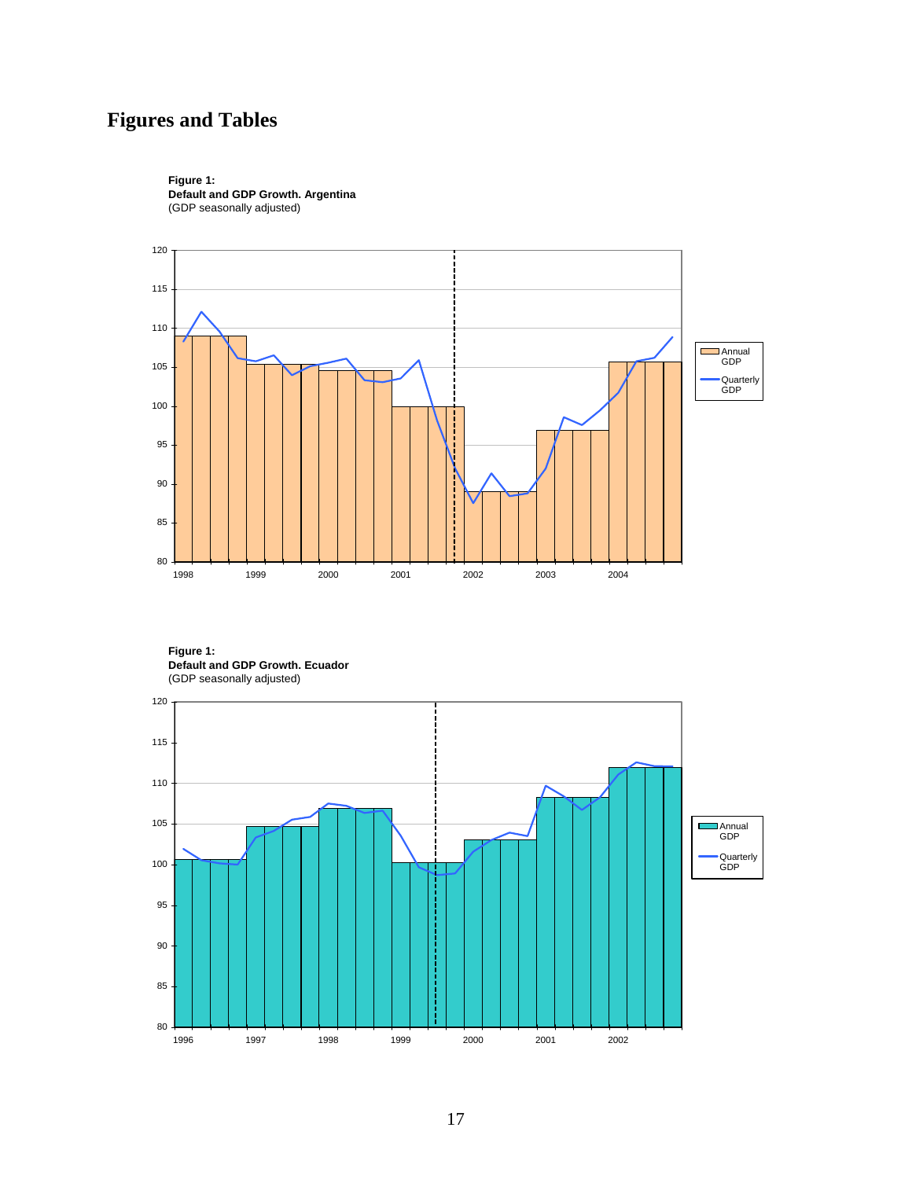# Figures and Tables

**Figure 1:**
**Default and GDP Growth. Argentina**
(GDP seasonally adjusted)

120
115
110
105
100
95
90
85
80

1998 1999 2000 2001 2002 2003 2004

Annual GDP
Quarterly GDP

**Figure 1:**
**Default and GDP Growth. Ecuador**
(GDP seasonally adjusted)

120
115
110
105
100
95
90
85
80

1996 1997 1998 1999 2000 2001 2002

Annual GDP
Quarterly GDP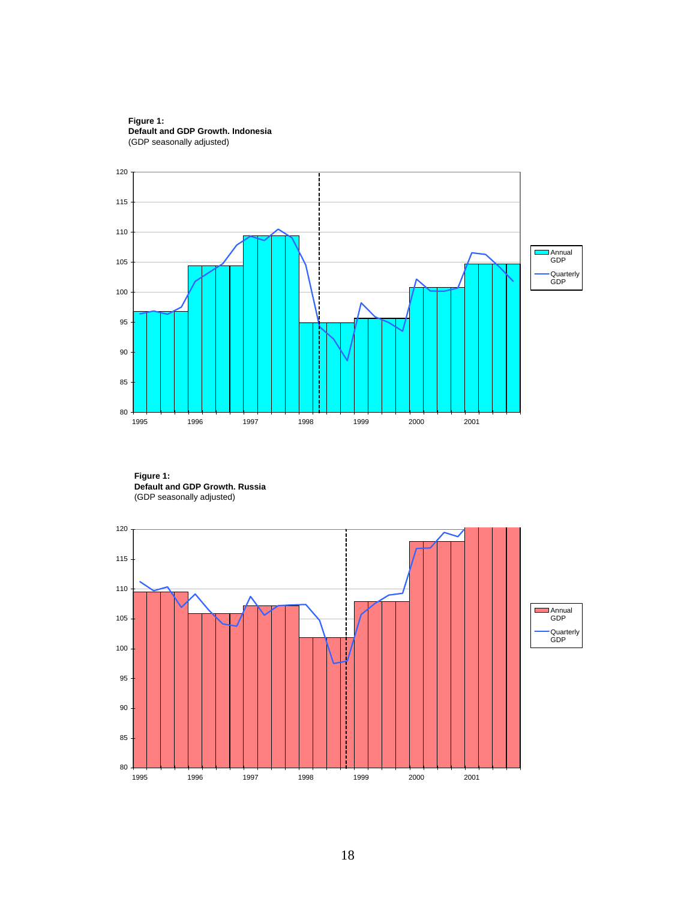**Figure 1:**
**Default and GDP Growth. Indonesia**
(GDP seasonally adjusted)

120
115
110
105
100
95
90
85
80

1995
1996
1997
1998
1999
2000
2001

Annual GDP
Quarterly GDP

**Figure 1:**
**Default and GDP Growth. Russia**
(GDP seasonally adjusted)

120
115
110
105
100
95
90
85
80

1995
1996
1997
1998
1999
2000
2001

Annual GDP
Quarterly GDP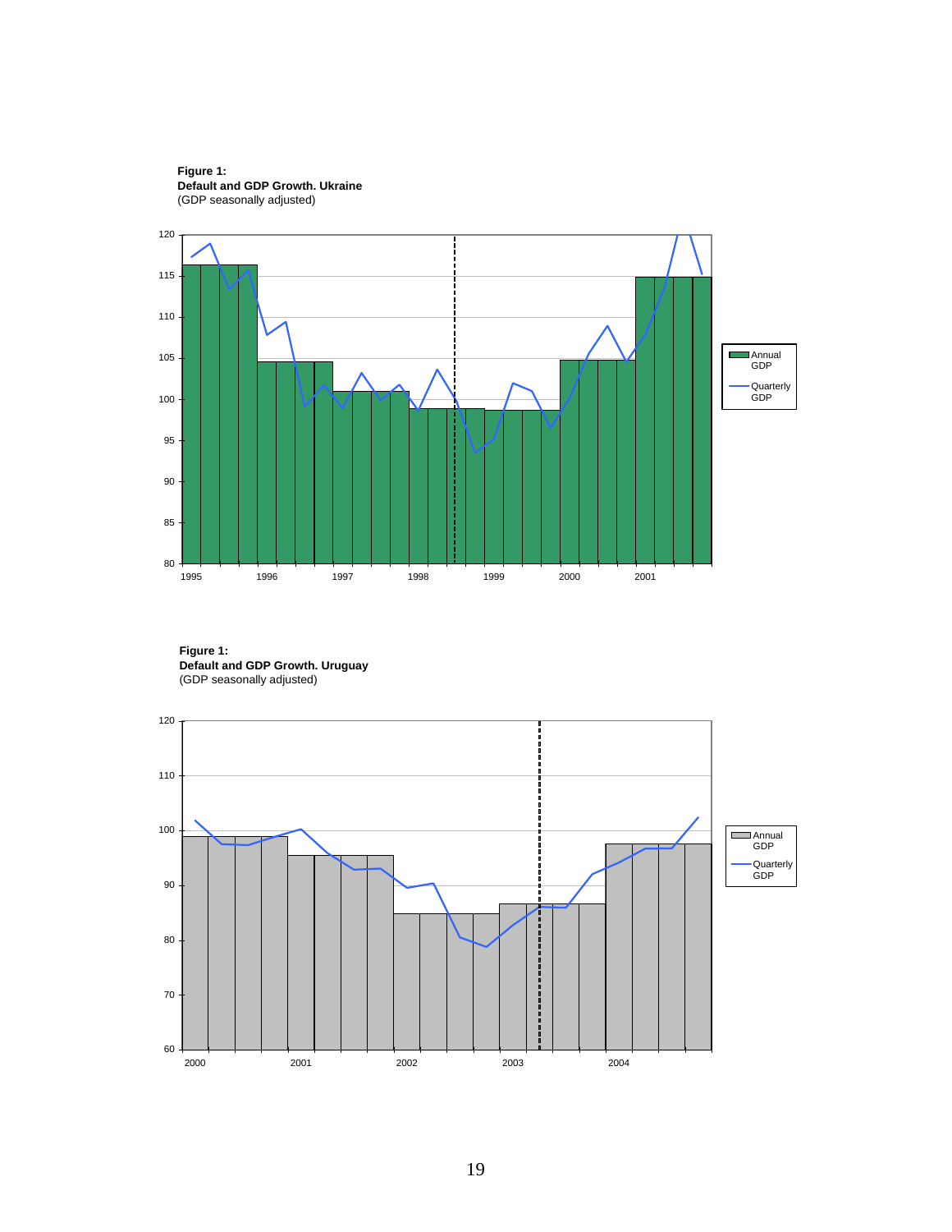**Figure 1:**
**Default and GDP Growth. Ukraine**
(GDP seasonally adjusted)

**Figure 1:**
**Default and GDP Growth. Uruguay**
(GDP seasonally adjusted)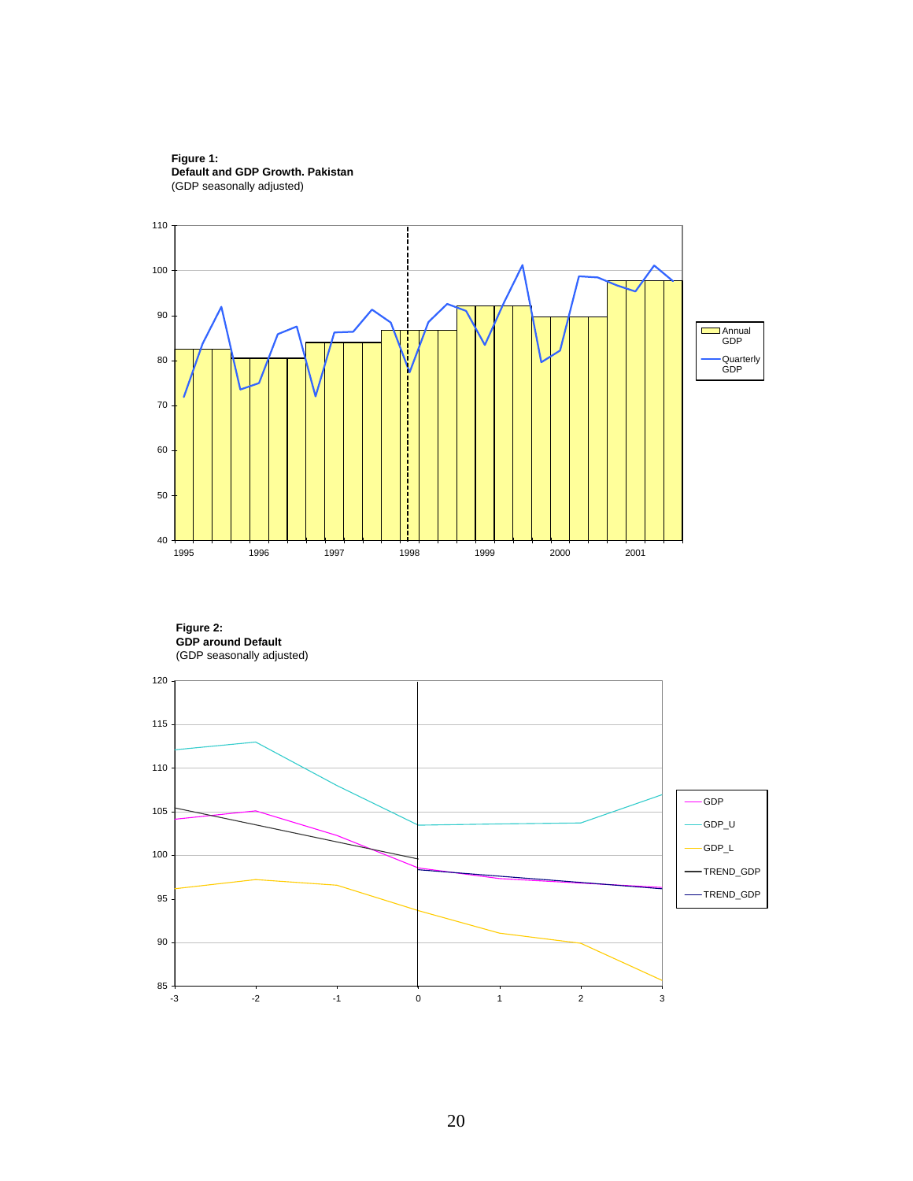**Figure 1:**
**Default and GDP Growth. Pakistan**
(GDP seasonally adjusted)

**Figure 2:**
**GDP around Default**
(GDP seasonally adjusted)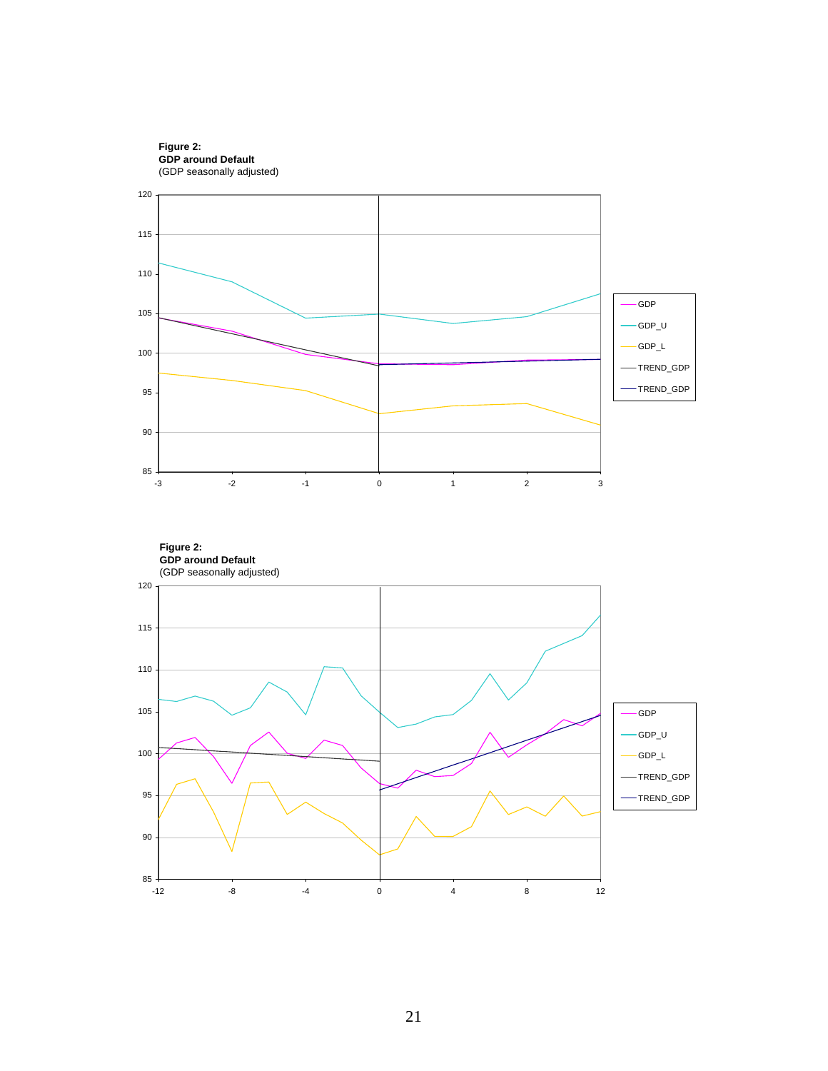**Figure 2:**
**GDP around Default**
(GDP seasonally adjusted)

120
115
110
105
100
95
90
85

-3
-2
-1
0
1
2
3

GDP
GDP_U
GDP_L
TREND_GDP
TREND_GDP

**Figure 2:**
**GDP around Default**
(GDP seasonally adjusted)

120
115
110
105
100
95
90
85

-12
-8
-4
0
4
8
12

GDP
GDP_U
GDP_L
TREND_GDP
TREND_GDP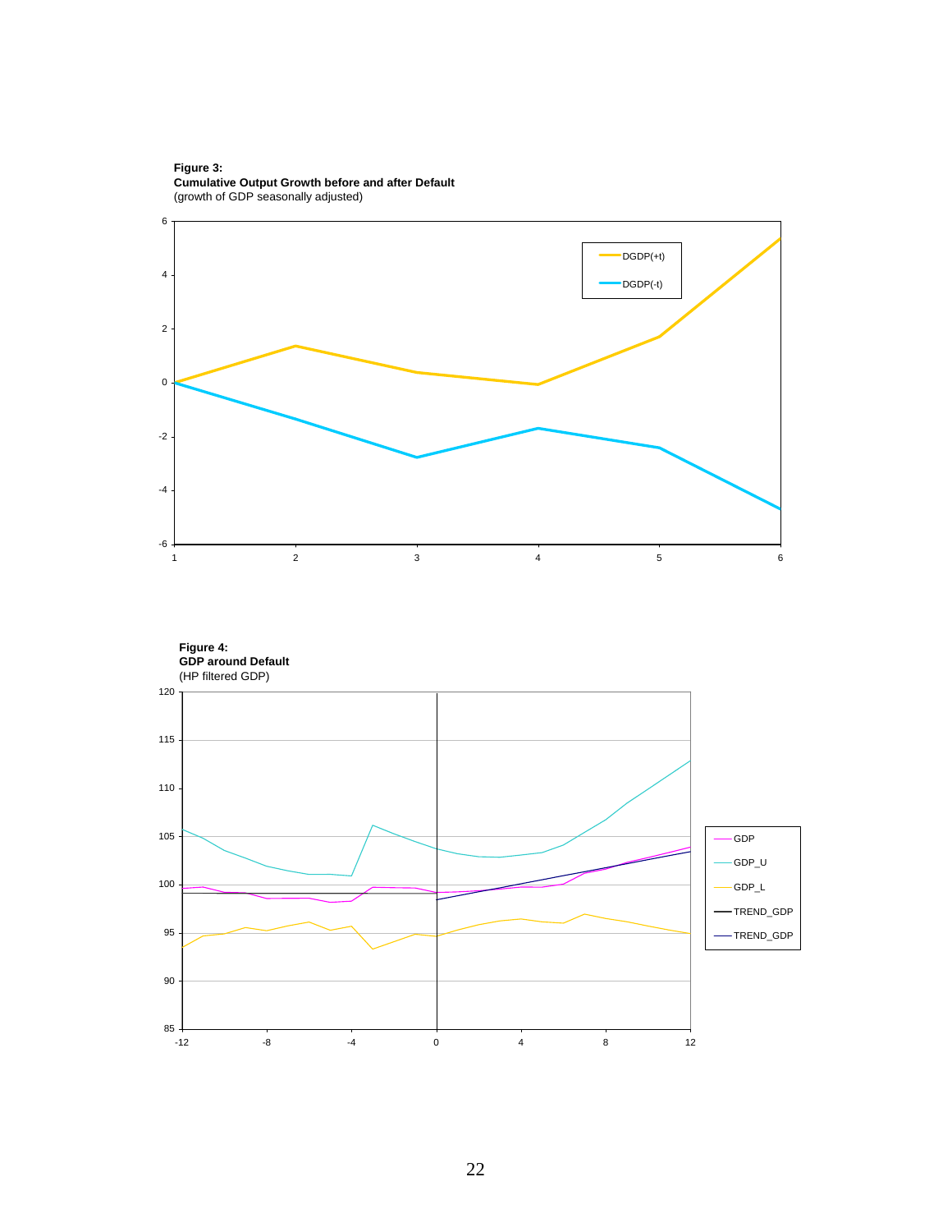**Figure 3:**
**Cumulative Output Growth before and after Default**
(growth of GDP seasonally adjusted)

6
4
2
0
-2
-4
-6

1
2
3
4
5
6

DGDP(+t)
DGDP(-t)

**Figure 4:**
**GDP around Default**
(HP filtered GDP)

120
115
110
105
100
95
90
85

-12
-8
-4
0
4
8
12

GDP
GDP_U
GDP_L
TREND_GDP
TREND_GDP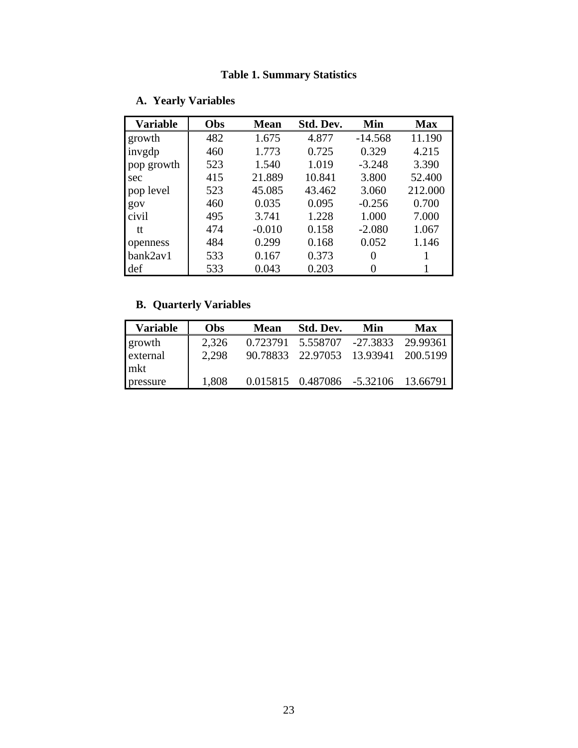# Table 1. Summary Statistics

## A. Yearly Variables

| Variable | Obs | Mean | Std. Dev. | Min | Max |
|---|---|---|---|---|---|
| growth | 482 | 1.675 | 4.877 | -14.568 | 11.190 |
| invgdp | 460 | 1.773 | 0.725 | 0.329 | 4.215 |
| pop growth | 523 | 1.540 | 1.019 | -3.248 | 3.390 |
| sec | 415 | 21.889 | 10.841 | 3.800 | 52.400 |
| pop level | 523 | 45.085 | 43.462 | 3.060 | 212.000 |
| gov | 460 | 0.035 | 0.095 | -0.256 | 0.700 |
| civil | 495 | 3.741 | 1.228 | 1.000 | 7.000 |
| tt | 474 | -0.010 | 0.158 | -2.080 | 1.067 |
| openness | 484 | 0.299 | 0.168 | 0.052 | 1.146 |
| bank2av1 | 533 | 0.167 | 0.373 | 0 | 1 |
| def | 533 | 0.043 | 0.203 | 0 | 1 |

## B. Quarterly Variables

| Variable | Obs | Mean | Std. Dev. | Min | Max |
|---|---|---|---|---|---|
| growth | 2,326 | 0.723791 | 5.558707 | -27.3833 | 29.99361 |
| external | 2,298 | 90.78833 | 22.97053 | 13.93941 | 200.5199 |
| mkt pressure | 1,808 | 0.015815 | 0.487086 | -5.32106 | 13.66791 |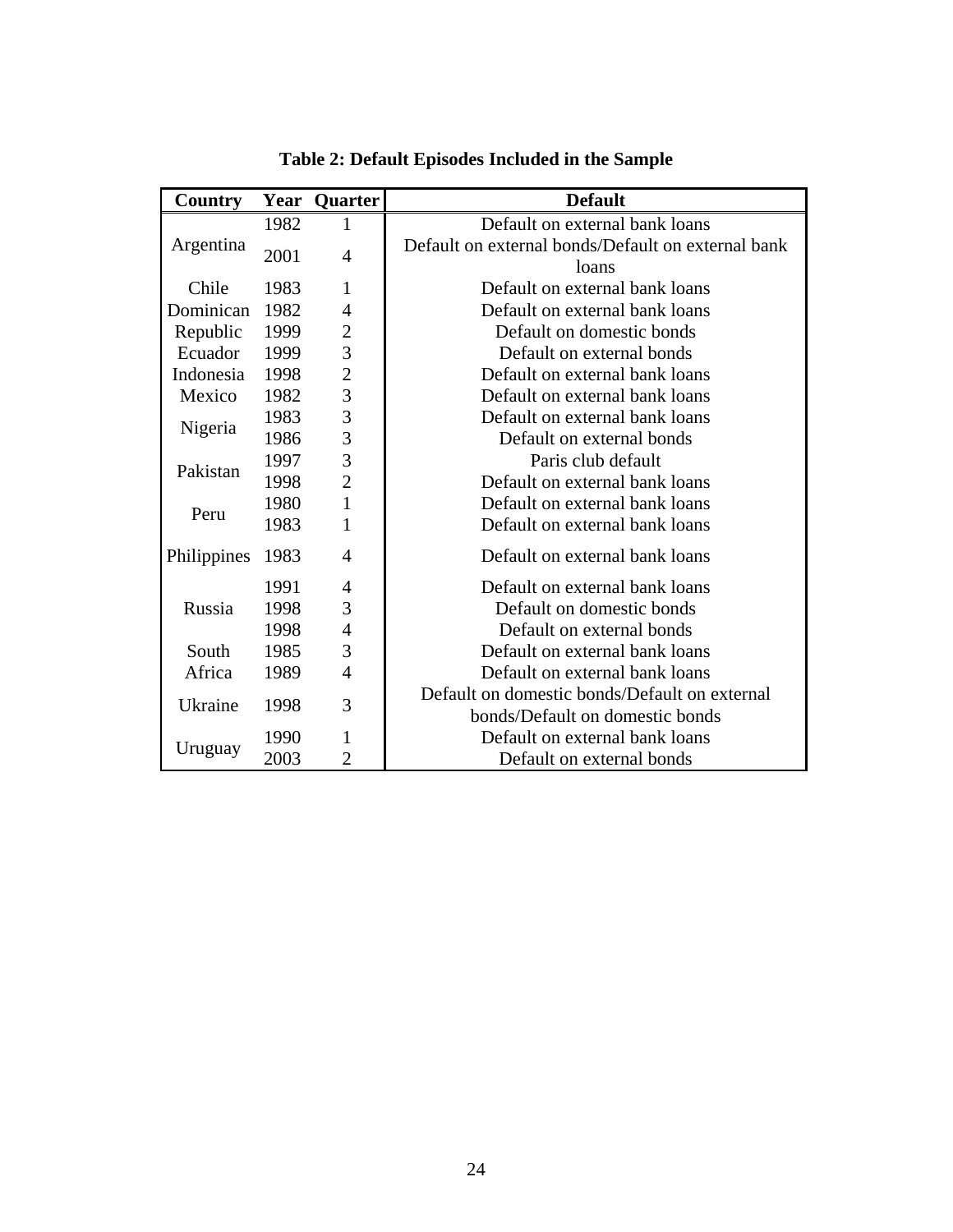**Table 2: Default Episodes Included in the Sample**

| Country | Year | Quarter | Default |
|---|---|---|---|
| Argentina | 1982 | 1 | Default on external bank loans |
| | 2001 | 4 | Default on external bonds/Default on external bank loans |
| Chile | 1983 | 1 | Default on external bank loans |
| Dominican Republic | 1982 | 4 | Default on external bank loans |
| | 1999 | 2 | Default on domestic bonds |
| Ecuador | 1999 | 3 | Default on external bonds |
| Indonesia | 1998 | 2 | Default on external bank loans |
| Mexico | 1982 | 3 | Default on external bank loans |
| Nigeria | 1983 | 3 | Default on external bank loans |
| | 1986 | 3 | Default on external bonds |
| Pakistan | 1997 | 3 | Paris club default |
| | 1998 | 2 | Default on external bank loans |
| Peru | 1980 | 1 | Default on external bank loans |
| | 1983 | 1 | Default on external bank loans |
| Philippines | 1983 | 4 | Default on external bank loans |
| Russia | 1991 | 4 | Default on external bank loans |
| | 1998 | 3 | Default on domestic bonds |
| | 1998 | 4 | Default on external bonds |
| South Africa | 1985 | 3 | Default on external bank loans |
| | 1989 | 4 | Default on external bank loans |
| Ukraine | 1998 | 3 | Default on domestic bonds/Default on external bonds/Default on domestic bonds |
| Uruguay | 1990 | 1 | Default on external bank loans |
| | 2003 | 2 | Default on external bonds |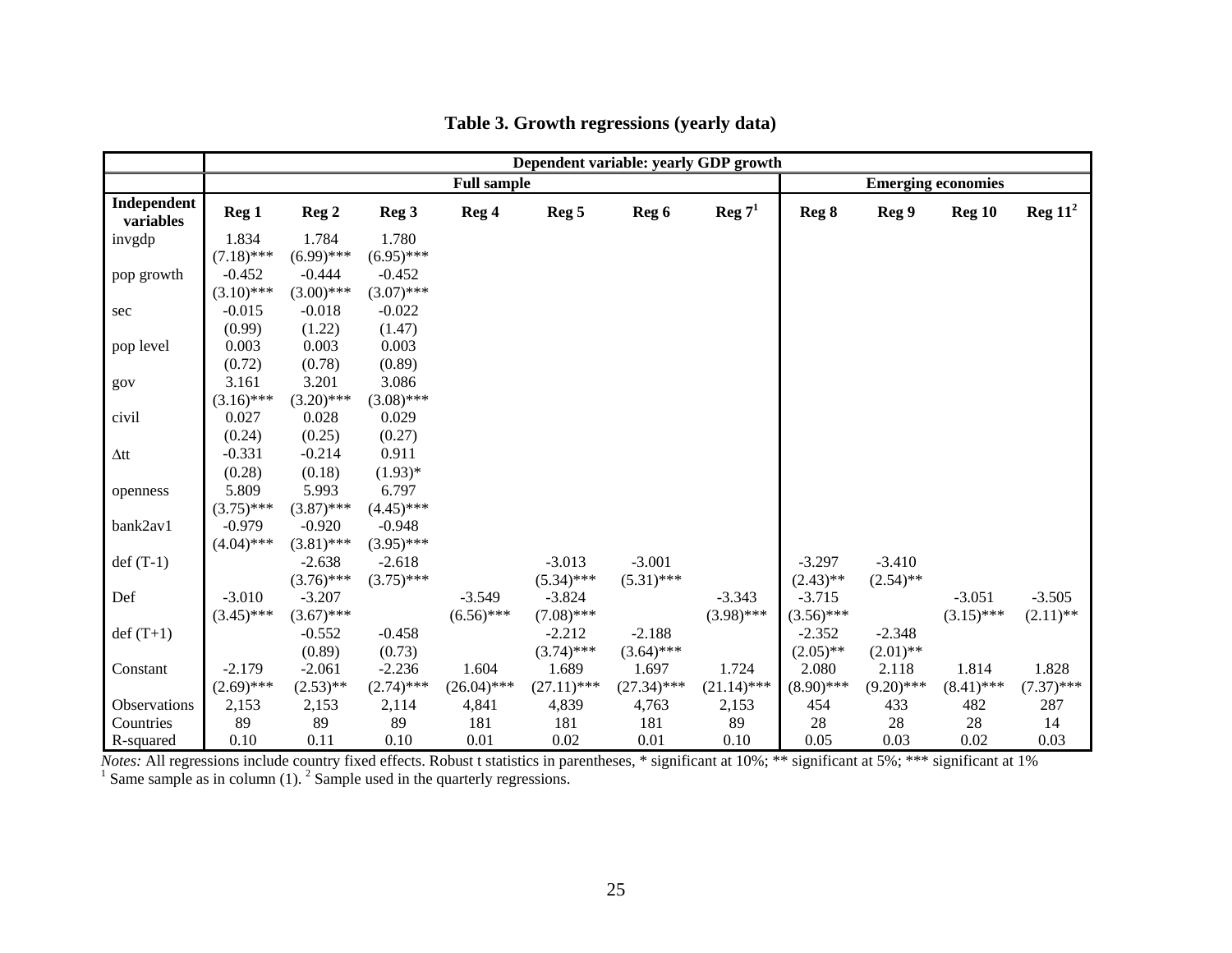# Table 3. Growth regressions (yearly data)

| | Dependent variable: yearly GDP growth | | | | | | | | | | |
|---|---|---|---|---|---|---|---|---|---|---|---|
| | Full sample | | | | | | | Emerging economies | | | |
| Independent variables | Reg 1 | Reg 2 | Reg 3 | Reg 4 | Reg 5 | Reg 6 | Reg 7[1] | Reg 8 | Reg 9 | Reg 10 | Reg 11[2] |
| invgdp | 1.834 | 1.784 | 1.780 | | | | | | | | |
| | (7.18)*** | (6.99)*** | (6.95)*** | | | | | | | | |
| pop growth | -0.452 | -0.444 | -0.452 | | | | | | | | |
| | (3.10)*** | (3.00)*** | (3.07)*** | | | | | | | | |
| sec | -0.015 | -0.018 | -0.022 | | | | | | | | |
| | (0.99) | (1.22) | (1.47) | | | | | | | | |
| pop level | 0.003 | 0.003 | 0.003 | | | | | | | | |
| | (0.72) | (0.78) | (0.89) | | | | | | | | |
| gov | 3.161 | 3.201 | 3.086 | | | | | | | | |
| | (3.16)*** | (3.20)*** | (3.08)*** | | | | | | | | |
| civil | 0.027 | 0.028 | 0.029 | | | | | | | | |
| | (0.24) | (0.25) | (0.27) | | | | | | | | |
| $\Delta$tt | -0.331 | -0.214 | 0.911 | | | | | | | | |
| | (0.28) | (0.18) | (1.93)* | | | | | | | | |
| openness | 5.809 | 5.993 | 6.797 | | | | | | | | |
| | (3.75)*** | (3.87)*** | (4.45)*** | | | | | | | | |
| bank2av1 | -0.979 | -0.920 | -0.948 | | | | | | | | |
| | (4.04)*** | (3.81)*** | (3.95)*** | | | | | | | | |
| def (T-1) | | -2.638 | -2.618 | | -3.013 | -3.001 | | -3.297 | -3.410 | | |
| | | (3.76)*** | (3.75)*** | | (5.34)*** | (5.31)*** | | (2.43)** | (2.54)** | | |
| Def | -3.010 | -3.207 | | -3.549 | -3.824 | | -3.343 | -3.715 | | -3.051 | -3.505 |
| | (3.45)*** | (3.67)*** | | (6.56)*** | (7.08)*** | | (3.98)*** | (3.56)*** | | (3.15)*** | (2.11)** |
| def (T+1) | | -0.552 | -0.458 | | -2.212 | -2.188 | | -2.352 | -2.348 | | |
| | | (0.89) | (0.73) | | (3.74)*** | (3.64)*** | | (2.05)** | (2.01)** | | |
| Constant | -2.179 | -2.061 | -2.236 | 1.604 | 1.689 | 1.697 | 1.724 | 2.080 | 2.118 | 1.814 | 1.828 |
| | (2.69)*** | (2.53)** | (2.74)*** | (26.04)*** | (27.11)*** | (27.34)*** | (21.14)*** | (8.90)*** | (9.20)*** | (8.41)*** | (7.37)*** |
| Observations | 2,153 | 2,153 | 2,114 | 4,841 | 4,839 | 4,763 | 2,153 | 454 | 433 | 482 | 287 |
| Countries | 89 | 89 | 89 | 181 | 181 | 181 | 89 | 28 | 28 | 28 | 14 |
| R-squared | 0.10 | 0.11 | 0.10 | 0.01 | 0.02 | 0.01 | 0.10 | 0.05 | 0.03 | 0.02 | 0.03 |

*Notes:* All regressions include country fixed effects. Robust t statistics in parentheses, * significant at 10%; ** significant at 5%; *** significant at 1%

[1] Same sample as in column (1). [2] Sample used in the quarterly regressions.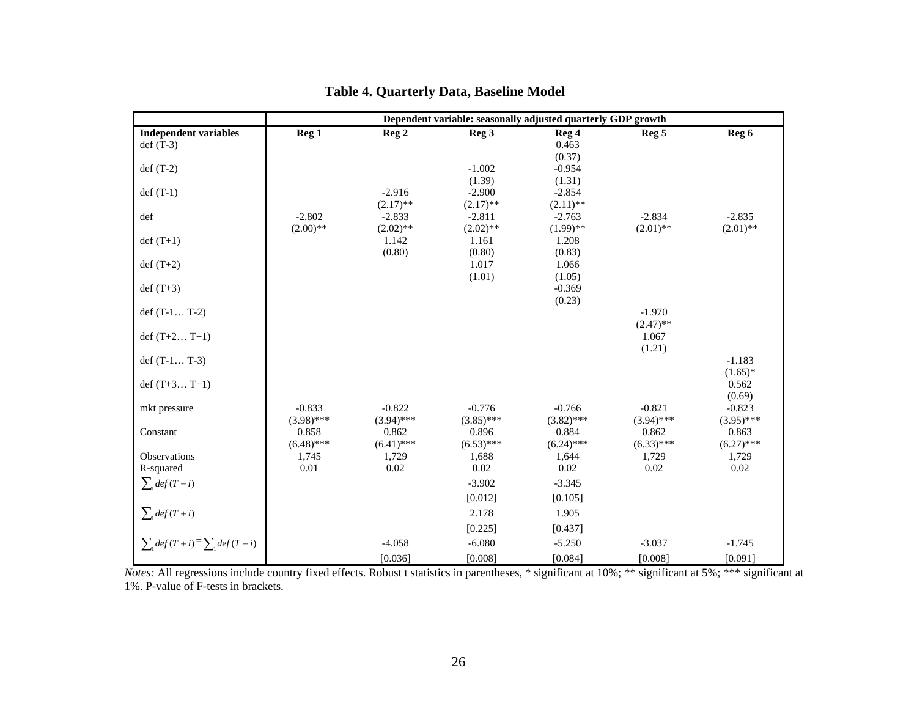**Table 4. Quarterly Data, Baseline Model**

| | Dependent variable: seasonally adjusted quarterly GDP growth | | | | | |
|---|---|---|---|---|---|---|
| **Independent variables** | **Reg 1** | **Reg 2** | **Reg 3** | **Reg 4** | **Reg 5** | **Reg 6** |
| def (T-3) | | | | 0.463 | | |
| | | | | (0.37) | | |
| def (T-2) | | | -1.002 | -0.954 | | |
| | | | (1.39) | (1.31) | | |
| def (T-1) | | -2.916 | -2.900 | -2.854 | | |
| | | (2.17)** | (2.17)** | (2.11)** | | |
| def | -2.802 | -2.833 | -2.811 | -2.763 | -2.834 | -2.835 |
| | (2.00)** | (2.02)** | (2.02)** | (1.99)** | (2.01)** | (2.01)** |
| def (T+1) | | 1.142 | 1.161 | 1.208 | | |
| | | (0.80) | (0.80) | (0.83) | | |
| def (T+2) | | | 1.017 | 1.066 | | |
| | | | (1.01) | (1.05) | | |
| def (T+3) | | | | -0.369 | | |
| | | | | (0.23) | | |
| def (T-1… T-2) | | | | | -1.970 | |
| | | | | | (2.47)** | |
| def (T+2… T+1) | | | | | 1.067 | |
| | | | | | (1.21) | |
| def (T-1… T-3) | | | | | | -1.183 |
| | | | | | | (1.65)* |
| def (T+3… T+1) | | | | | | 0.562 |
| | | | | | | (0.69) |
| mkt pressure | -0.833 | -0.822 | -0.776 | -0.766 | -0.821 | -0.823 |
| | (3.98)*** | (3.94)*** | (3.85)*** | (3.82)*** | (3.94)*** | (3.95)*** |
| Constant | 0.858 | 0.862 | 0.896 | 0.884 | 0.862 | 0.863 |
| | (6.48)*** | (6.41)*** | (6.53)*** | (6.24)*** | (6.33)*** | (6.27)*** |
| Observations | 1,745 | 1,729 | 1,688 | 1,644 | 1,729 | 1,729 |
| R-squared | 0.01 | 0.02 | 0.02 | 0.02 | 0.02 | 0.02 |
| $\sum_i def(T-i)$ | | | -3.902 | -3.345 | | |
| | | | [0.012] | [0.105] | | |
| $\sum_i def(T+i)$ | | | 2.178 | 1.905 | | |
| | | | [0.225] | [0.437] | | |
| $\sum_i def(T+i) = \sum_i def(T-i)$ | | -4.058 | -6.080 | -5.250 | -3.037 | -1.745 |
| | | [0.036] | [0.008] | [0.084] | [0.008] | [0.091] |

*Notes:* All regressions include country fixed effects. Robust t statistics in parentheses, * significant at 10%; ** significant at 5%; *** significant at 1%. P-value of F-tests in brackets.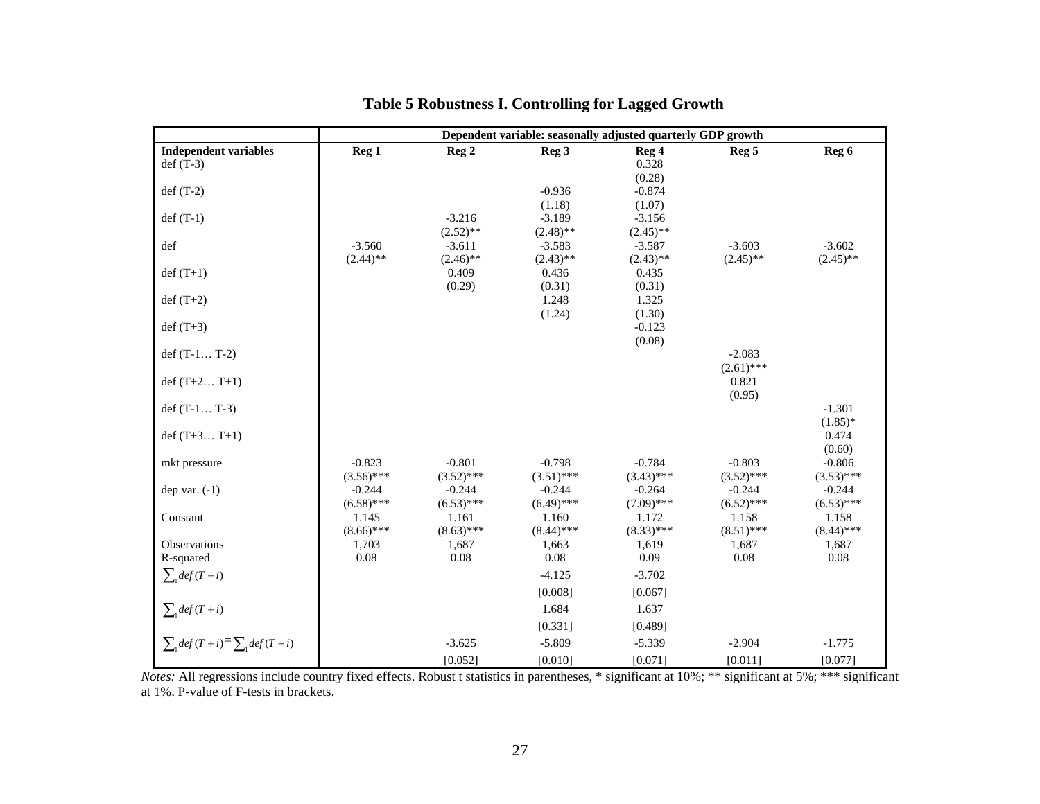**Table 5 Robustness I. Controlling for Lagged Growth**

| | Dependent variable: seasonally adjusted quarterly GDP growth | | | | | |
|---|---|---|---|---|---|---|
| **Independent variables** | **Reg 1** | **Reg 2** | **Reg 3** | **Reg 4** | **Reg 5** | **Reg 6** |
| def (T-3) | | | | 0.328 | | |
| | | | | (0.28) | | |
| def (T-2) | | | -0.936 | -0.874 | | |
| | | | (1.18) | (1.07) | | |
| def (T-1) | | -3.216 | -3.189 | -3.156 | | |
| | | (2.52)** | (2.48)** | (2.45)** | | |
| def | -3.560 | -3.611 | -3.583 | -3.587 | -3.603 | -3.602 |
| | (2.44)** | (2.46)** | (2.43)** | (2.43)** | (2.45)** | (2.45)** |
| def (T+1) | | 0.409 | 0.436 | 0.435 | | |
| | | (0.29) | (0.31) | (0.31) | | |
| def (T+2) | | | 1.248 | 1.325 | | |
| | | | (1.24) | (1.30) | | |
| def (T+3) | | | | -0.123 | | |
| | | | | (0.08) | | |
| def (T-1… T-2) | | | | | -2.083 | |
| | | | | | (2.61)*** | |
| def (T+2… T+1) | | | | | 0.821 | |
| | | | | | (0.95) | |
| def (T-1… T-3) | | | | | | -1.301 |
| | | | | | | (1.85)* |
| def (T+3… T+1) | | | | | | 0.474 |
| | | | | | | (0.60) |
| mkt pressure | -0.823 | -0.801 | -0.798 | -0.784 | -0.803 | -0.806 |
| | (3.56)*** | (3.52)*** | (3.51)*** | (3.43)*** | (3.52)*** | (3.53)*** |
| dep var. (-1) | -0.244 | -0.244 | -0.244 | -0.264 | -0.244 | -0.244 |
| | (6.58)*** | (6.53)*** | (6.49)*** | (7.09)*** | (6.52)*** | (6.53)*** |
| Constant | 1.145 | 1.161 | 1.160 | 1.172 | 1.158 | 1.158 |
| | (8.66)*** | (8.63)*** | (8.44)*** | (8.33)*** | (8.51)*** | (8.44)*** |
| Observations | 1,703 | 1,687 | 1,663 | 1,619 | 1,687 | 1,687 |
| R-squared | 0.08 | 0.08 | 0.08 | 0.09 | 0.08 | 0.08 |
| $\sum_{1} def(T-i)$ | | | -4.125 | -3.702 | | |
| | | | [0.008] | [0.067] | | |
| $\sum_{1} def(T+i)$ | | | 1.684 | 1.637 | | |
| | | | [0.331] | [0.489] | | |
| $\sum_{1} def(T+i) = \sum_{1} def(T-i)$ | | -3.625 | -5.809 | -5.339 | -2.904 | -1.775 |
| | | [0.052] | [0.010] | [0.071] | [0.011] | [0.077] |

*Notes:* All regressions include country fixed effects. Robust t statistics in parentheses, * significant at 10%; ** significant at 5%; *** significant at 1%. P-value of F-tests in brackets.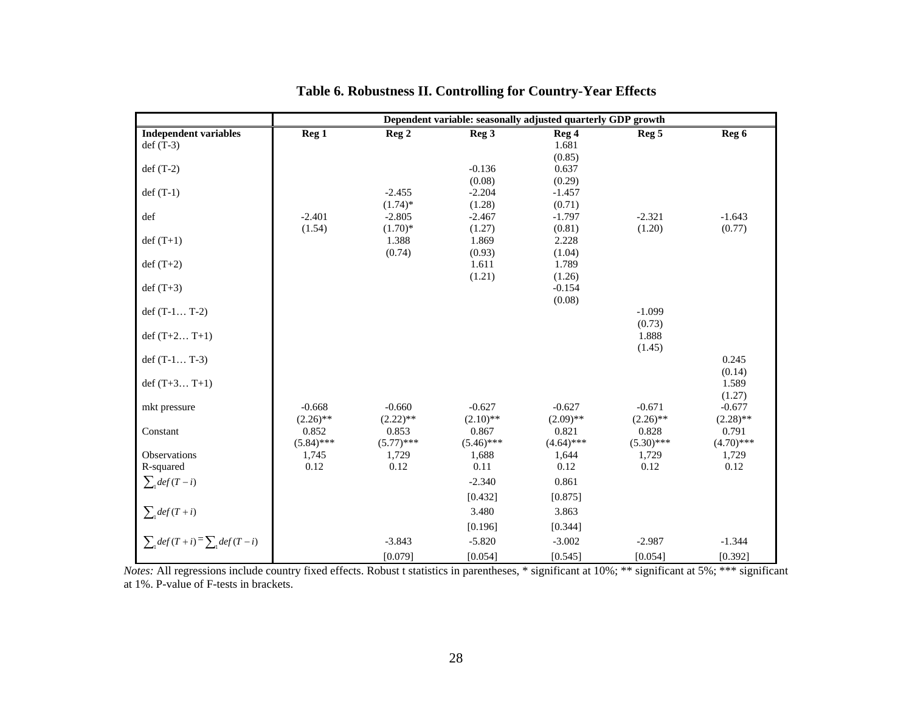**Table 6. Robustness II. Controlling for Country-Year Effects**

| | Dependent variable: seasonally adjusted quarterly GDP growth | | | | | |
|---|---|---|---|---|---|---|
| **Independent variables** | **Reg 1** | **Reg 2** | **Reg 3** | **Reg 4** | **Reg 5** | **Reg 6** |
| def (T-3) | | | | 1.681 | | |
| | | | | (0.85) | | |
| def (T-2) | | | -0.136 | 0.637 | | |
| | | | (0.08) | (0.29) | | |
| def (T-1) | | -2.455 | -2.204 | -1.457 | | |
| | | (1.74)* | (1.28) | (0.71) | | |
| def | -2.401 | -2.805 | -2.467 | -1.797 | -2.321 | -1.643 |
| | (1.54) | (1.70)* | (1.27) | (0.81) | (1.20) | (0.77) |
| def (T+1) | | 1.388 | 1.869 | 2.228 | | |
| | | (0.74) | (0.93) | (1.04) | | |
| def (T+2) | | | 1.611 | 1.789 | | |
| | | | (1.21) | (1.26) | | |
| def (T+3) | | | | -0.154 | | |
| | | | | (0.08) | | |
| def (T-1… T-2) | | | | | -1.099 | |
| | | | | | (0.73) | |
| def (T+2… T+1) | | | | | 1.888 | |
| | | | | | (1.45) | |
| def (T-1… T-3) | | | | | | 0.245 |
| | | | | | | (0.14) |
| def (T+3… T+1) | | | | | | 1.589 |
| | | | | | | (1.27) |
| mkt pressure | -0.668 | -0.660 | -0.627 | -0.627 | -0.671 | -0.677 |
| | (2.26)** | (2.22)** | (2.10)** | (2.09)** | (2.26)** | (2.28)** |
| Constant | 0.852 | 0.853 | 0.867 | 0.821 | 0.828 | 0.791 |
| | (5.84)*** | (5.77)*** | (5.46)*** | (4.64)*** | (5.30)*** | (4.70)*** |
| Observations | 1,745 | 1,729 | 1,688 | 1,644 | 1,729 | 1,729 |
| R-squared | 0.12 | 0.12 | 0.11 | 0.12 | 0.12 | 0.12 |
| $\sum_{i} def(T-i)$ | | | -2.340 | 0.861 | | |
| | | | [0.432] | [0.875] | | |
| $\sum_{i} def(T+i)$ | | | 3.480 | 3.863 | | |
| | | | [0.196] | [0.344] | | |
| $\sum_{i} def(T+i) = \sum_{i} def(T-i)$ | | -3.843 | -5.820 | -3.002 | -2.987 | -1.344 |
| | | [0.079] | [0.054] | [0.545] | [0.054] | [0.392] |

*Notes:* All regressions include country fixed effects. Robust t statistics in parentheses, * significant at 10%; ** significant at 5%; *** significant at 1%. P-value of F-tests in brackets.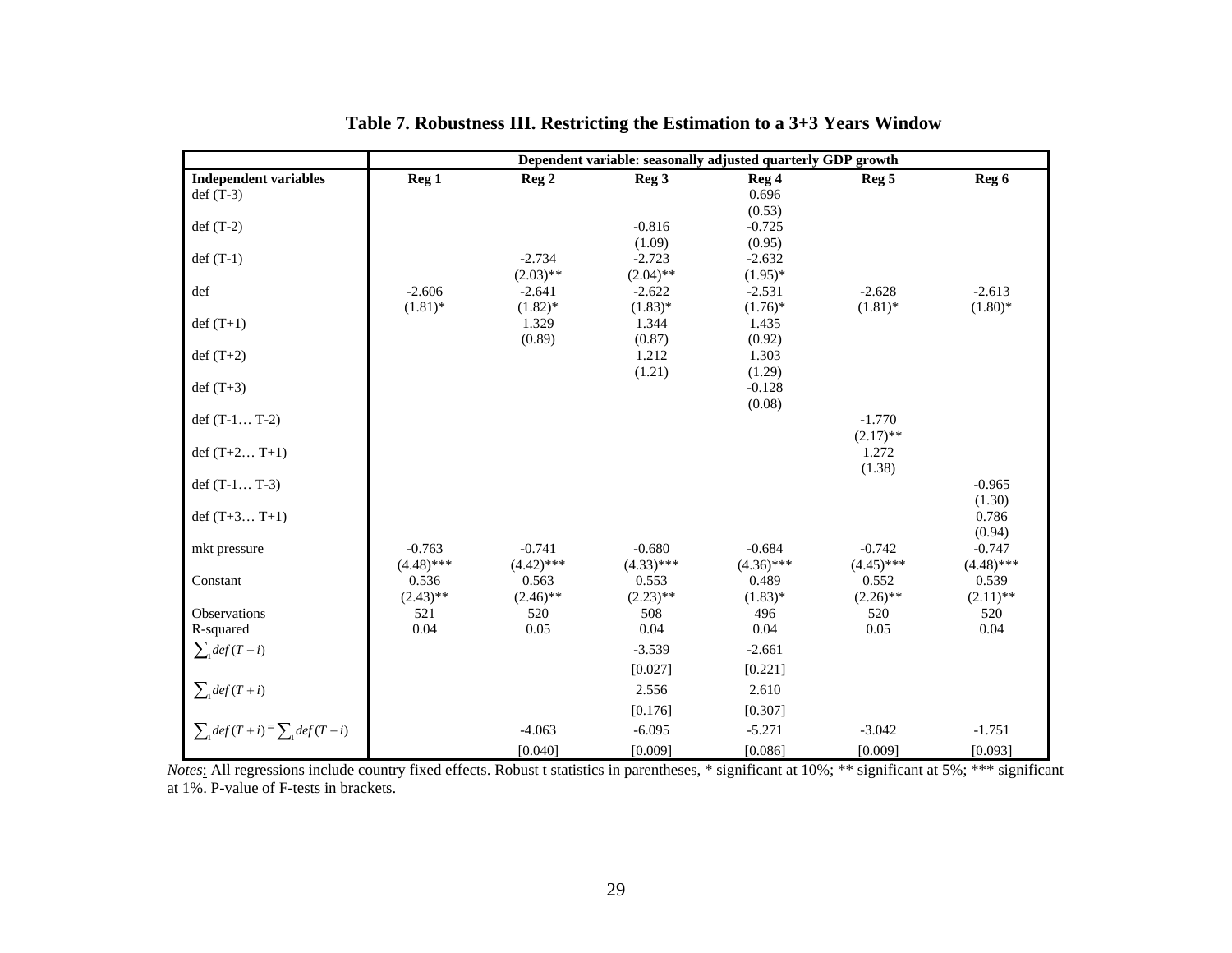**Table 7. Robustness III. Restricting the Estimation to a 3+3 Years Window**

| | Dependent variable: seasonally adjusted quarterly GDP growth | | | | | |
|---|---|---|---|---|---|---|
| **Independent variables** | **Reg 1** | **Reg 2** | **Reg 3** | **Reg 4** | **Reg 5** | **Reg 6** |
| def (T-3) | | | | 0.696 | | |
| | | | | (0.53) | | |
| def (T-2) | | | -0.816 | -0.725 | | |
| | | | (1.09) | (0.95) | | |
| def (T-1) | | -2.734 | -2.723 | -2.632 | | |
| | | (2.03)** | (2.04)** | (1.95)* | | |
| def | -2.606 | -2.641 | -2.622 | -2.531 | -2.628 | -2.613 |
| | (1.81)* | (1.82)* | (1.83)* | (1.76)* | (1.81)* | (1.80)* |
| def (T+1) | | 1.329 | 1.344 | 1.435 | | |
| | | (0.89) | (0.87) | (0.92) | | |
| def (T+2) | | | 1.212 | 1.303 | | |
| | | | (1.21) | (1.29) | | |
| def (T+3) | | | | -0.128 | | |
| | | | | (0.08) | | |
| def (T-1… T-2) | | | | | -1.770 | |
| | | | | | (2.17)** | |
| def (T+2… T+1) | | | | | 1.272 | |
| | | | | | (1.38) | |
| def (T-1… T-3) | | | | | | -0.965 |
| | | | | | | (1.30) |
| def (T+3… T+1) | | | | | | 0.786 |
| | | | | | | (0.94) |
| mkt pressure | -0.763 | -0.741 | -0.680 | -0.684 | -0.742 | -0.747 |
| | (4.48)*** | (4.42)*** | (4.33)*** | (4.36)*** | (4.45)*** | (4.48)*** |
| Constant | 0.536 | 0.563 | 0.553 | 0.489 | 0.552 | 0.539 |
| | (2.43)** | (2.46)** | (2.23)** | (1.83)* | (2.26)** | (2.11)** |
| Observations | 521 | 520 | 508 | 496 | 520 | 520 |
| R-squared | 0.04 | 0.05 | 0.04 | 0.04 | 0.05 | 0.04 |
| $\sum_i def(T-i)$ | | | -3.539 | -2.661 | | |
| | | | [0.027] | [0.221] | | |
| $\sum_i def(T+i)$ | | | 2.556 | 2.610 | | |
| | | | [0.176] | [0.307] | | |
| $\sum_i def(T+i) = \sum_i def(T-i)$ | | -4.063 | -6.095 | -5.271 | -3.042 | -1.751 |
| | | [0.040] | [0.009] | [0.086] | [0.009] | [0.093] |

*Notes*: All regressions include country fixed effects. Robust t statistics in parentheses, * significant at 10%; ** significant at 5%; *** significant at 1%. P-value of F-tests in brackets.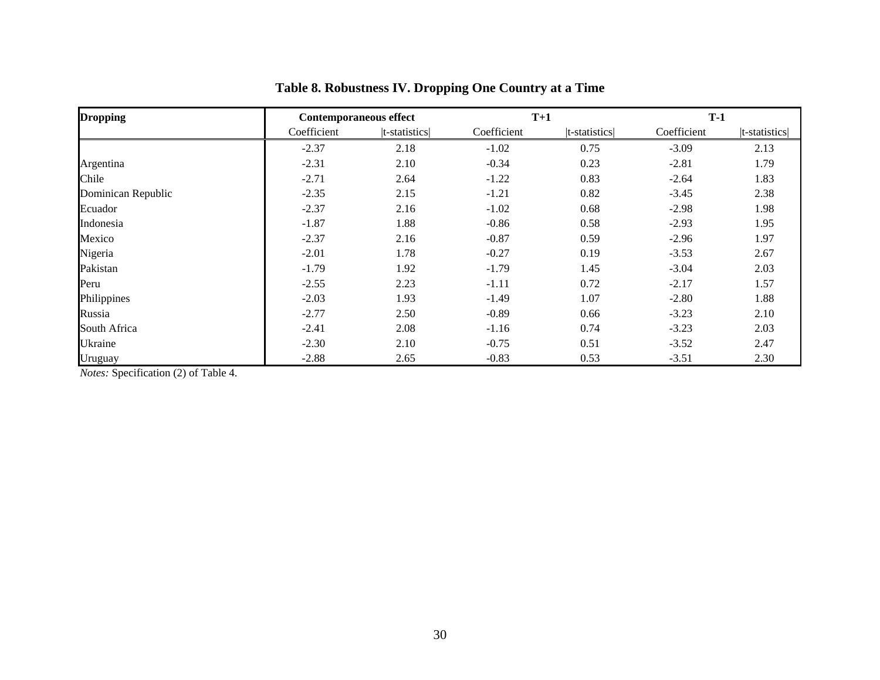# Table 8. Robustness IV. Dropping One Country at a Time

| Dropping | Contemporaneous effect | | T+1 | | T-1 | |
|---|---|---|---|---|---|---|
| | Coefficient | \|t-statistics\| | Coefficient | \|t-statistics\| | Coefficient | \|t-statistics\| |
| | -2.37 | 2.18 | -1.02 | 0.75 | -3.09 | 2.13 |
| Argentina | -2.31 | 2.10 | -0.34 | 0.23 | -2.81 | 1.79 |
| Chile | -2.71 | 2.64 | -1.22 | 0.83 | -2.64 | 1.83 |
| Dominican Republic | -2.35 | 2.15 | -1.21 | 0.82 | -3.45 | 2.38 |
| Ecuador | -2.37 | 2.16 | -1.02 | 0.68 | -2.98 | 1.98 |
| Indonesia | -1.87 | 1.88 | -0.86 | 0.58 | -2.93 | 1.95 |
| Mexico | -2.37 | 2.16 | -0.87 | 0.59 | -2.96 | 1.97 |
| Nigeria | -2.01 | 1.78 | -0.27 | 0.19 | -3.53 | 2.67 |
| Pakistan | -1.79 | 1.92 | -1.79 | 1.45 | -3.04 | 2.03 |
| Peru | -2.55 | 2.23 | -1.11 | 0.72 | -2.17 | 1.57 |
| Philippines | -2.03 | 1.93 | -1.49 | 1.07 | -2.80 | 1.88 |
| Russia | -2.77 | 2.50 | -0.89 | 0.66 | -3.23 | 2.10 |
| South Africa | -2.41 | 2.08 | -1.16 | 0.74 | -3.23 | 2.03 |
| Ukraine | -2.30 | 2.10 | -0.75 | 0.51 | -3.52 | 2.47 |
| Uruguay | -2.88 | 2.65 | -0.83 | 0.53 | -3.51 | 2.30 |

*Notes:* Specification (2) of Table 4.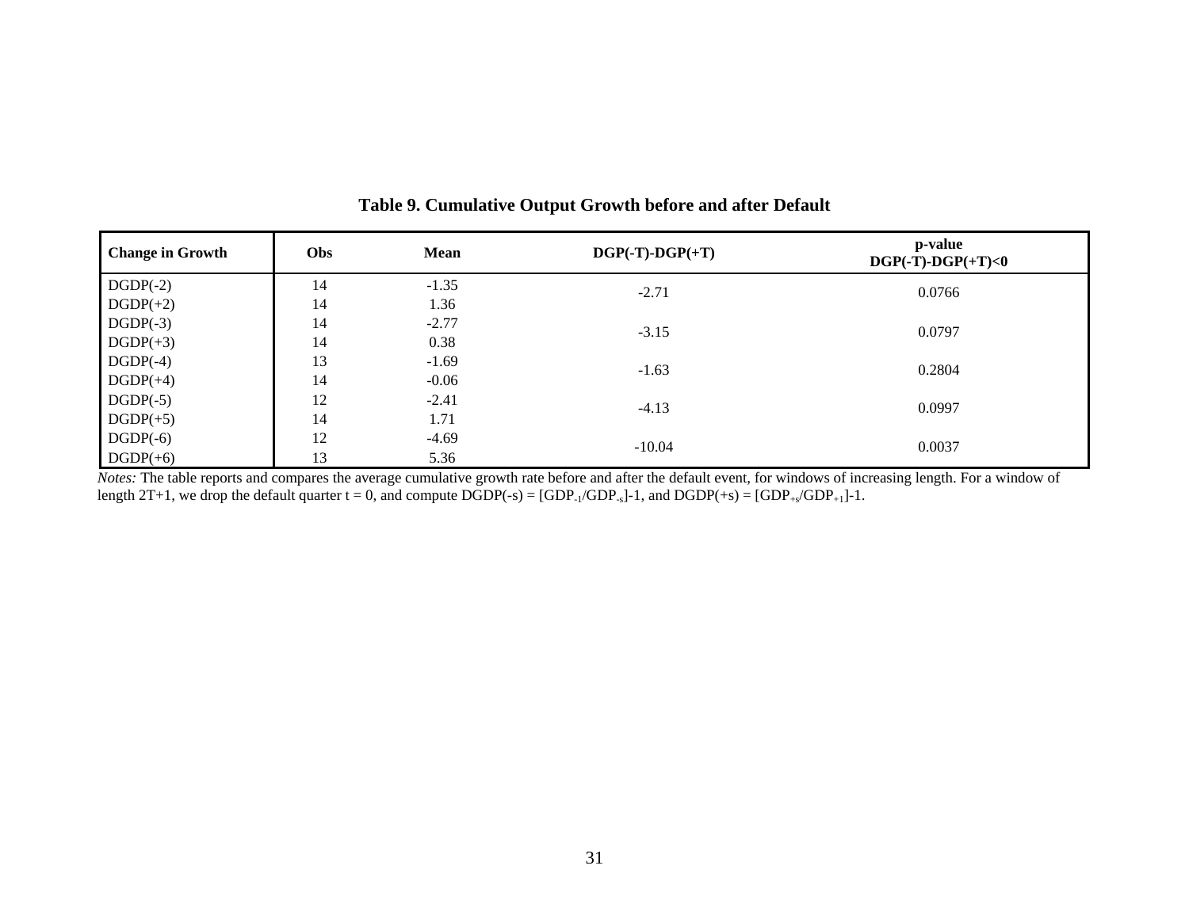**Table 9. Cumulative Output Growth before and after Default**

| Change in Growth | Obs | Mean | DGP(-T)-DGP(+T) | p-value DGP(-T)-DGP(+T)<0 |
|---|---|---|---|---|
| DGDP(-2) | 14 | -1.35 | -2.71 | 0.0766 |
| DGDP(+2) | 14 | 1.36 | | |
| DGDP(-3) | 14 | -2.77 | -3.15 | 0.0797 |
| DGDP(+3) | 14 | 0.38 | | |
| DGDP(-4) | 13 | -1.69 | -1.63 | 0.2804 |
| DGDP(+4) | 14 | -0.06 | | |
| DGDP(-5) | 12 | -2.41 | -4.13 | 0.0997 |
| DGDP(+5) | 14 | 1.71 | | |
| DGDP(-6) | 12 | -4.69 | -10.04 | 0.0037 |
| DGDP(+6) | 13 | 5.36 | | |

*Notes:* The table reports and compares the average cumulative growth rate before and after the default event, for windows of increasing length. For a window of length 2T+1, we drop the default quarter t = 0, and compute DGDP(-s) = $[GDP_{-1}/GDP_{-s}]-1$, and DGDP(+s) = $[GDP_{+s}/GDP_{+1}]-1$.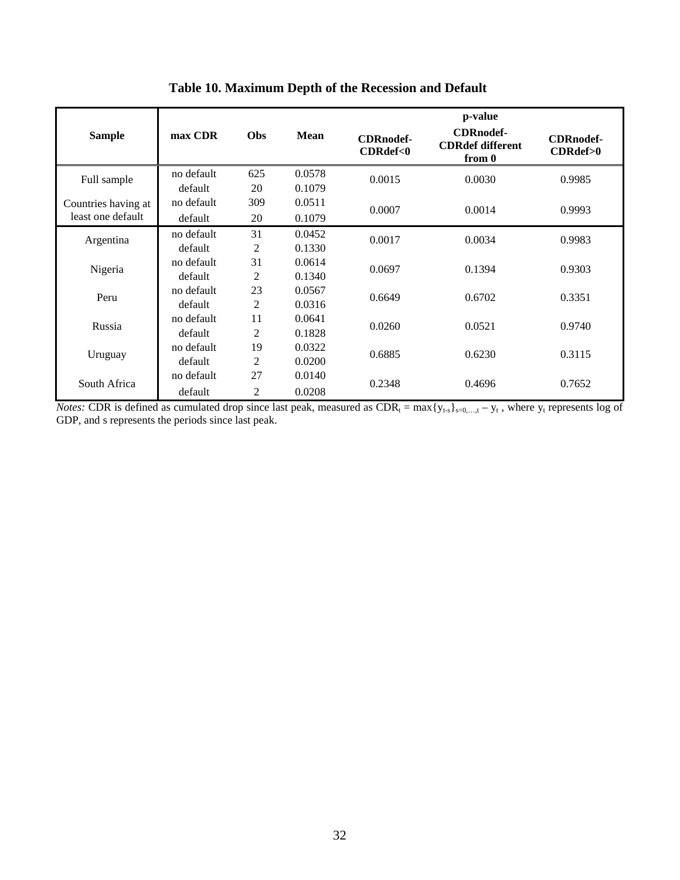# Table 10. Maximum Depth of the Recession and Default

| Sample | max CDR | Obs | Mean | p-value CDRnodef-CDRdef<0 | p-value CDRnodef-CDRdef different from 0 | p-value CDRnodef-CDRdef>0 |
|---|---|---|---|---|---|---|
| Full sample | no default | 625 | 0.0578 | 0.0015 | 0.0030 | 0.9985 |
| | default | 20 | 0.1079 | | | |
| Countries having at least one default | no default | 309 | 0.0511 | 0.0007 | 0.0014 | 0.9993 |
| | default | 20 | 0.1079 | | | |
| Argentina | no default | 31 | 0.0452 | 0.0017 | 0.0034 | 0.9983 |
| | default | 2 | 0.1330 | | | |
| Nigeria | no default | 31 | 0.0614 | 0.0697 | 0.1394 | 0.9303 |
| | default | 2 | 0.1340 | | | |
| Peru | no default | 23 | 0.0567 | 0.6649 | 0.6702 | 0.3351 |
| | default | 2 | 0.0316 | | | |
| Russia | no default | 11 | 0.0641 | 0.0260 | 0.0521 | 0.9740 |
| | default | 2 | 0.1828 | | | |
| Uruguay | no default | 19 | 0.0322 | 0.6885 | 0.6230 | 0.3115 |
| | default | 2 | 0.0200 | | | |
| South Africa | no default | 27 | 0.0140 | 0.2348 | 0.4696 | 0.7652 |
| | default | 2 | 0.0208 | | | |

*Notes:* CDR is defined as cumulated drop since last peak, measured as $CDR_t = \max\{y_{t-s}\}_{s=0,\ldots,t} - y_t$ , where $y_t$ represents log of GDP, and s represents the periods since last peak.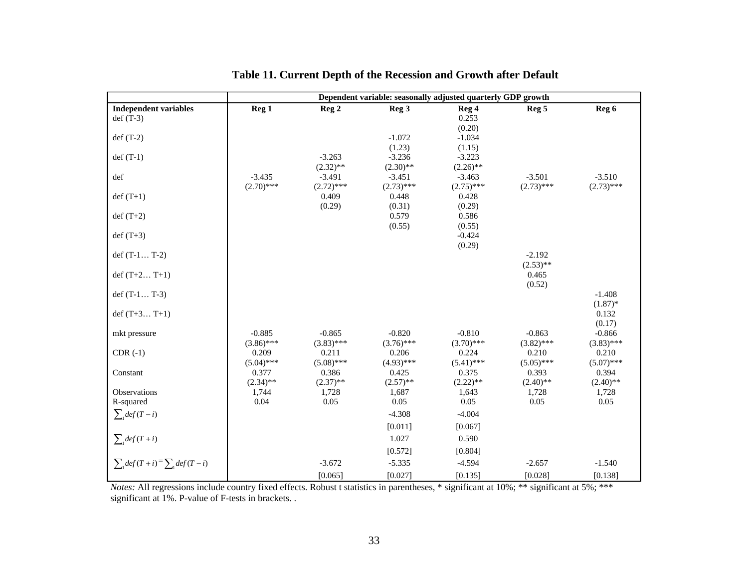**Table 11. Current Depth of the Recession and Growth after Default**

| | Dependent variable: seasonally adjusted quarterly GDP growth | | | | | |
|---|---|---|---|---|---|---|
| **Independent variables** | **Reg 1** | **Reg 2** | **Reg 3** | **Reg 4** | **Reg 5** | **Reg 6** |
| def (T-3) | | | | 0.253 | | |
| | | | | (0.20) | | |
| def (T-2) | | | -1.072 | -1.034 | | |
| | | | (1.23) | (1.15) | | |
| def (T-1) | | -3.263 | -3.236 | -3.223 | | |
| | | (2.32)** | (2.30)** | (2.26)** | | |
| def | -3.435 | -3.491 | -3.451 | -3.463 | -3.501 | -3.510 |
| | (2.70)*** | (2.72)*** | (2.73)*** | (2.75)*** | (2.73)*** | (2.73)*** |
| def (T+1) | | 0.409 | 0.448 | 0.428 | | |
| | | (0.29) | (0.31) | (0.29) | | |
| def (T+2) | | | 0.579 | 0.586 | | |
| | | | (0.55) | (0.55) | | |
| def (T+3) | | | | -0.424 | | |
| | | | | (0.29) | | |
| def (T-1… T-2) | | | | | -2.192 | |
| | | | | | (2.53)** | |
| def (T+2… T+1) | | | | | 0.465 | |
| | | | | | (0.52) | |
| def (T-1… T-3) | | | | | | -1.408 |
| | | | | | | (1.87)* |
| def (T+3… T+1) | | | | | | 0.132 |
| | | | | | | (0.17) |
| mkt pressure | -0.885 | -0.865 | -0.820 | -0.810 | -0.863 | -0.866 |
| | (3.86)*** | (3.83)*** | (3.76)*** | (3.70)*** | (3.82)*** | (3.83)*** |
| CDR (-1) | 0.209 | 0.211 | 0.206 | 0.224 | 0.210 | 0.210 |
| | (5.04)*** | (5.08)*** | (4.93)*** | (5.41)*** | (5.05)*** | (5.07)*** |
| Constant | 0.377 | 0.386 | 0.425 | 0.375 | 0.393 | 0.394 |
| | (2.34)** | (2.37)** | (2.57)** | (2.22)** | (2.40)** | (2.40)** |
| Observations | 1,744 | 1,728 | 1,687 | 1,643 | 1,728 | 1,728 |
| R-squared | 0.04 | 0.05 | 0.05 | 0.05 | 0.05 | 0.05 |
| $\sum_1 def(T-i)$ | | | -4.308 | -4.004 | | |
| | | | [0.011] | [0.067] | | |
| $\sum_1 def(T+i)$ | | | 1.027 | 0.590 | | |
| | | | [0.572] | [0.804] | | |
| $\sum_1 def(T+i) = \sum_1 def(T-i)$ | | -3.672 | -5.335 | -4.594 | -2.657 | -1.540 |
| | | [0.065] | [0.027] | [0.135] | [0.028] | [0.138] |

*Notes:* All regressions include country fixed effects. Robust t statistics in parentheses, * significant at 10%; ** significant at 5%; *** significant at 1%. P-value of F-tests in brackets. .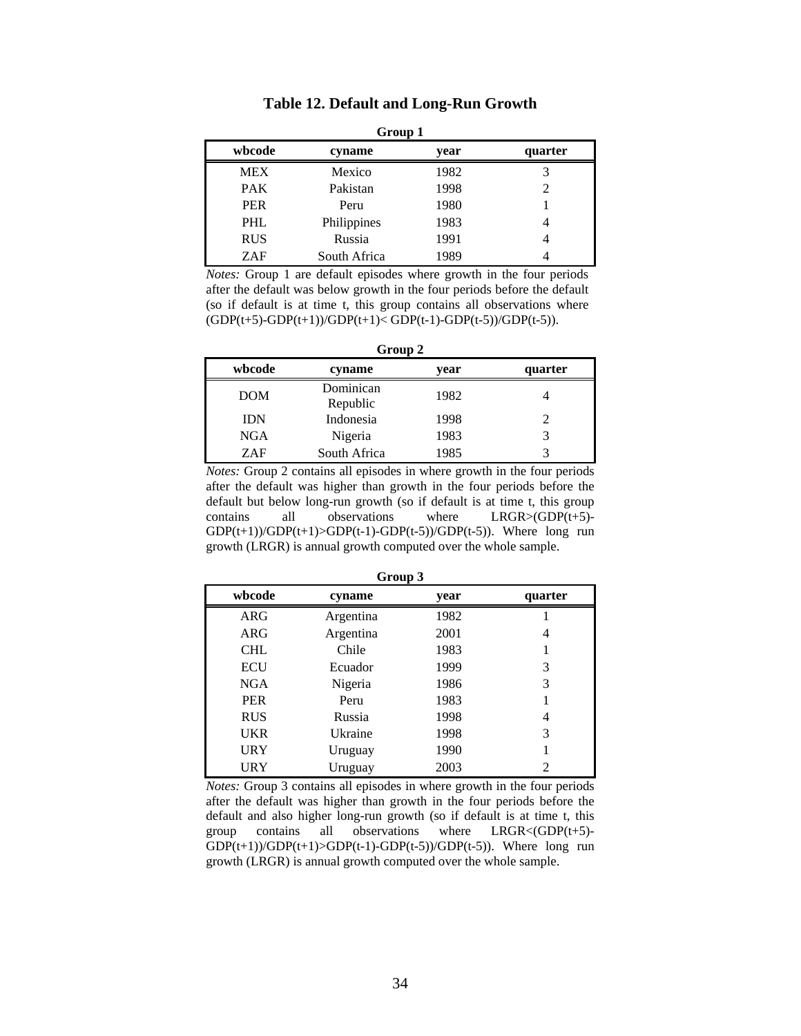# Table 12. Default and Long-Run Growth

**Group 1**

| wbcode | cyname | year | quarter |
|---|---|---|---|
| MEX | Mexico | 1982 | 3 |
| PAK | Pakistan | 1998 | 2 |
| PER | Peru | 1980 | 1 |
| PHL | Philippines | 1983 | 4 |
| RUS | Russia | 1991 | 4 |
| ZAF | South Africa | 1989 | 4 |

*Notes:* Group 1 are default episodes where growth in the four periods after the default was below growth in the four periods before the default (so if default is at time t, this group contains all observations where $(GDP(t+5)-GDP(t+1))/GDP(t+1) < GDP(t-1)-GDP(t-5))/GDP(t-5))$.

**Group 2**

| wbcode | cyname | year | quarter |
|---|---|---|---|
| DOM | Dominican Republic | 1982 | 4 |
| IDN | Indonesia | 1998 | 2 |
| NGA | Nigeria | 1983 | 3 |
| ZAF | South Africa | 1985 | 3 |

*Notes:* Group 2 contains all episodes in where growth in the four periods after the default was higher than growth in the four periods before the default but below long-run growth (so if default is at time t, this group contains all observations where $LRGR > (GDP(t+5)-GDP(t+1))/GDP(t+1) > GDP(t-1)-GDP(t-5))/GDP(t-5))$. Where long run growth (LRGR) is annual growth computed over the whole sample.

**Group 3**

| wbcode | cyname | year | quarter |
|---|---|---|---|
| ARG | Argentina | 1982 | 1 |
| ARG | Argentina | 2001 | 4 |
| CHL | Chile | 1983 | 1 |
| ECU | Ecuador | 1999 | 3 |
| NGA | Nigeria | 1986 | 3 |
| PER | Peru | 1983 | 1 |
| RUS | Russia | 1998 | 4 |
| UKR | Ukraine | 1998 | 3 |
| URY | Uruguay | 1990 | 1 |
| URY | Uruguay | 2003 | 2 |

*Notes:* Group 3 contains all episodes in where growth in the four periods after the default was higher than growth in the four periods before the default and also higher long-run growth (so if default is at time t, this group contains all observations where $LRGR < (GDP(t+5)-GDP(t+1))/GDP(t+1) > GDP(t-1)-GDP(t-5))/GDP(t-5))$. Where long run growth (LRGR) is annual growth computed over the whole sample.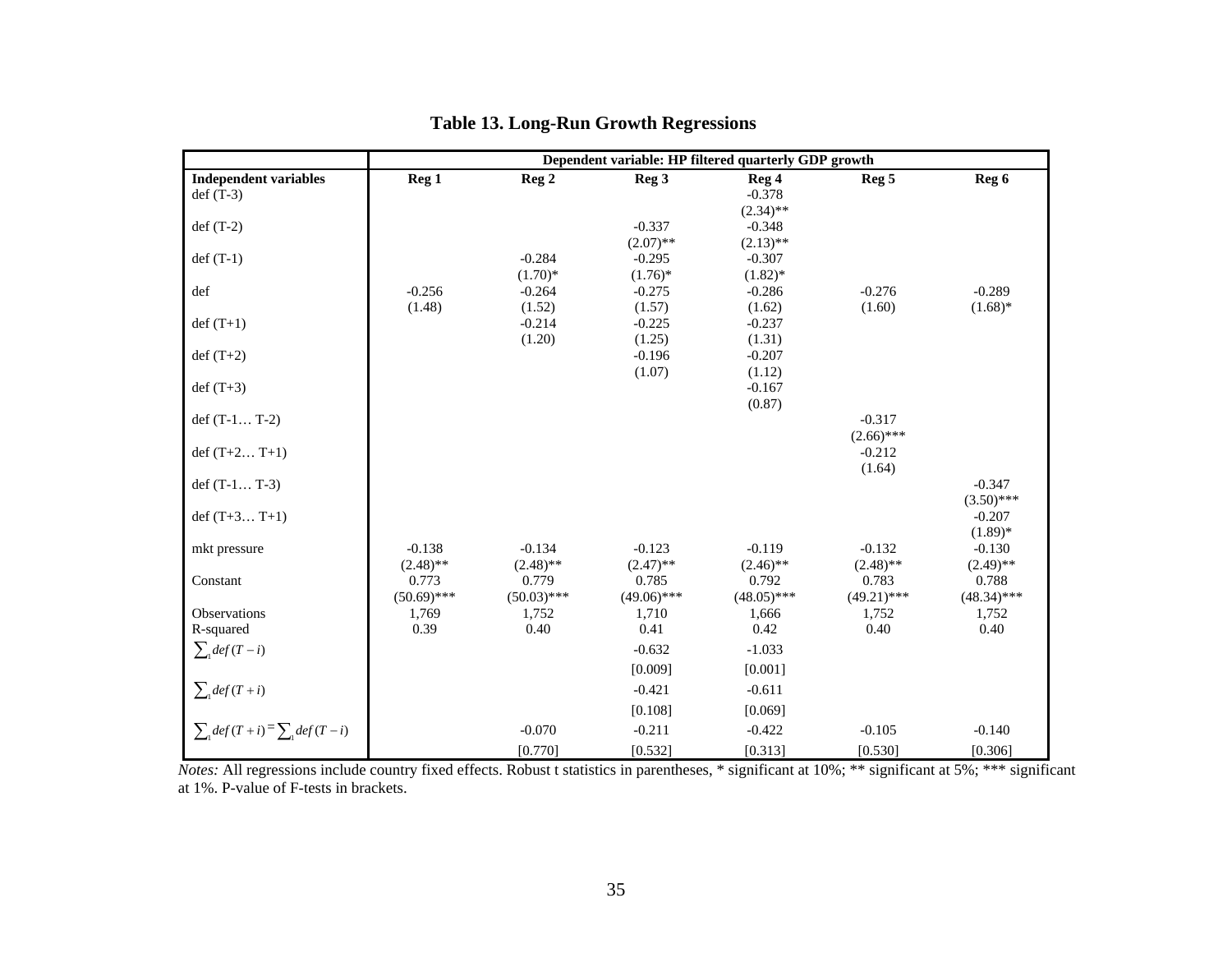**Table 13. Long-Run Growth Regressions**

| | Dependent variable: HP filtered quarterly GDP growth | | | | | |
|---|---|---|---|---|---|---|
| **Independent variables** | **Reg 1** | **Reg 2** | **Reg 3** | **Reg 4** | **Reg 5** | **Reg 6** |
| def (T-3) | | | | -0.378 | | |
| | | | | (2.34)** | | |
| def (T-2) | | | -0.337 | -0.348 | | |
| | | | (2.07)** | (2.13)** | | |
| def (T-1) | | -0.284 | -0.295 | -0.307 | | |
| | | (1.70)* | (1.76)* | (1.82)* | | |
| def | -0.256 | -0.264 | -0.275 | -0.286 | -0.276 | -0.289 |
| | (1.48) | (1.52) | (1.57) | (1.62) | (1.60) | (1.68)* |
| def (T+1) | | -0.214 | -0.225 | -0.237 | | |
| | | (1.20) | (1.25) | (1.31) | | |
| def (T+2) | | | -0.196 | -0.207 | | |
| | | | (1.07) | (1.12) | | |
| def (T+3) | | | | -0.167 | | |
| | | | | (0.87) | | |
| def (T-1… T-2) | | | | | -0.317 | |
| | | | | | (2.66)*** | |
| def (T+2… T+1) | | | | | -0.212 | |
| | | | | | (1.64) | |
| def (T-1… T-3) | | | | | | -0.347 |
| | | | | | | (3.50)*** |
| def (T+3… T+1) | | | | | | -0.207 |
| | | | | | | (1.89)* |
| mkt pressure | -0.138 | -0.134 | -0.123 | -0.119 | -0.132 | -0.130 |
| | (2.48)** | (2.48)** | (2.47)** | (2.46)** | (2.48)** | (2.49)** |
| Constant | 0.773 | 0.779 | 0.785 | 0.792 | 0.783 | 0.788 |
| | (50.69)*** | (50.03)*** | (49.06)*** | (48.05)*** | (49.21)*** | (48.34)*** |
| Observations | 1,769 | 1,752 | 1,710 | 1,666 | 1,752 | 1,752 |
| R-squared | 0.39 | 0.40 | 0.41 | 0.42 | 0.40 | 0.40 |
| $\sum_i def(T-i)$ | | | -0.632 | -1.033 | | |
| | | | [0.009] | [0.001] | | |
| $\sum_i def(T+i)$ | | | -0.421 | -0.611 | | |
| | | | [0.108] | [0.069] | | |
| $\sum_i def(T+i) = \sum_i def(T-i)$ | | -0.070 | -0.211 | -0.422 | -0.105 | -0.140 |
| | | [0.770] | [0.532] | [0.313] | [0.530] | [0.306] |

*Notes:* All regressions include country fixed effects. Robust t statistics in parentheses, * significant at 10%; ** significant at 5%; *** significant at 1%. P-value of F-tests in brackets.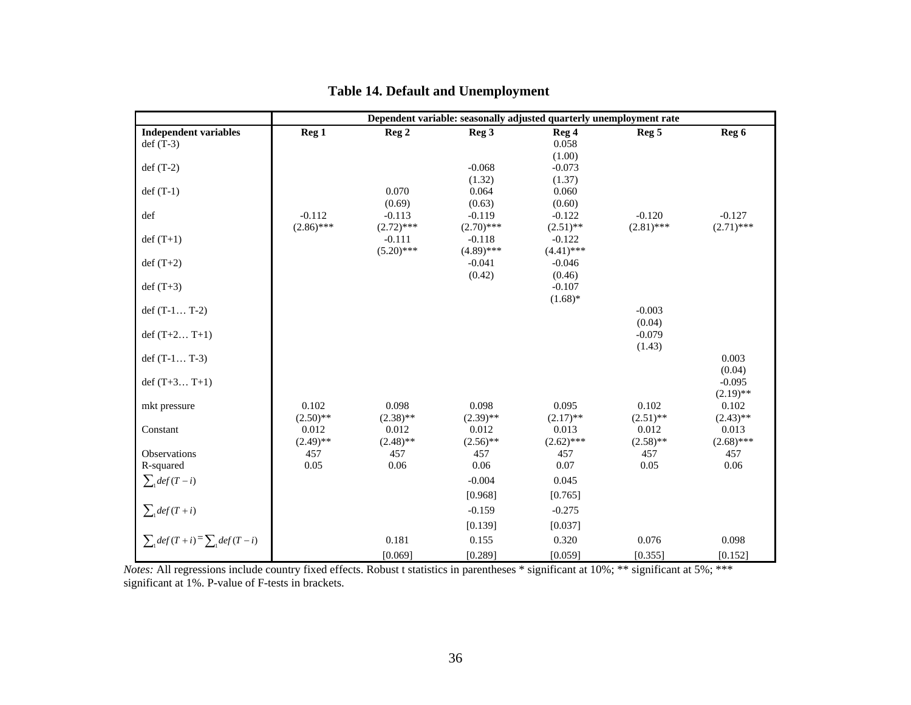# Table 14. Default and Unemployment

| | Dependent variable: seasonally adjusted quarterly unemployment rate | | | | | |
|---|---|---|---|---|---|---|
| **Independent variables** | **Reg 1** | **Reg 2** | **Reg 3** | **Reg 4** | **Reg 5** | **Reg 6** |
| def (T-3) | | | | 0.058 | | |
| | | | | (1.00) | | |
| def (T-2) | | | -0.068 | -0.073 | | |
| | | | (1.32) | (1.37) | | |
| def (T-1) | | 0.070 | 0.064 | 0.060 | | |
| | | (0.69) | (0.63) | (0.60) | | |
| def | -0.112 | -0.113 | -0.119 | -0.122 | -0.120 | -0.127 |
| | (2.86)*** | (2.72)*** | (2.70)*** | (2.51)** | (2.81)*** | (2.71)*** |
| def (T+1) | | -0.111 | -0.118 | -0.122 | | |
| | | (5.20)*** | (4.89)*** | (4.41)*** | | |
| def (T+2) | | | -0.041 | -0.046 | | |
| | | | (0.42) | (0.46) | | |
| def (T+3) | | | | -0.107 | | |
| | | | | (1.68)* | | |
| def (T-1… T-2) | | | | | -0.003 | |
| | | | | | (0.04) | |
| def (T+2… T+1) | | | | | -0.079 | |
| | | | | | (1.43) | |
| def (T-1… T-3) | | | | | | 0.003 |
| | | | | | | (0.04) |
| def (T+3… T+1) | | | | | | -0.095 |
| | | | | | | (2.19)** |
| mkt pressure | 0.102 | 0.098 | 0.098 | 0.095 | 0.102 | 0.102 |
| | (2.50)** | (2.38)** | (2.39)** | (2.17)** | (2.51)** | (2.43)** |
| Constant | 0.012 | 0.012 | 0.012 | 0.013 | 0.012 | 0.013 |
| | (2.49)** | (2.48)** | (2.56)** | (2.62)*** | (2.58)** | (2.68)*** |
| Observations | 457 | 457 | 457 | 457 | 457 | 457 |
| R-squared | 0.05 | 0.06 | 0.06 | 0.07 | 0.05 | 0.06 |
| $\sum_{1} def(T-i)$ | | | -0.004 | 0.045 | | |
| | | | [0.968] | [0.765] | | |
| $\sum_{1} def(T+i)$ | | | -0.159 | -0.275 | | |
| | | | [0.139] | [0.037] | | |
| $\sum_{1} def(T+i) = \sum_{1} def(T-i)$ | | 0.181 | 0.155 | 0.320 | 0.076 | 0.098 |
| | | [0.069] | [0.289] | [0.059] | [0.355] | [0.152] |

*Notes:* All regressions include country fixed effects. Robust t statistics in parentheses * significant at 10%; ** significant at 5%; *** significant at 1%. P-value of F-tests in brackets.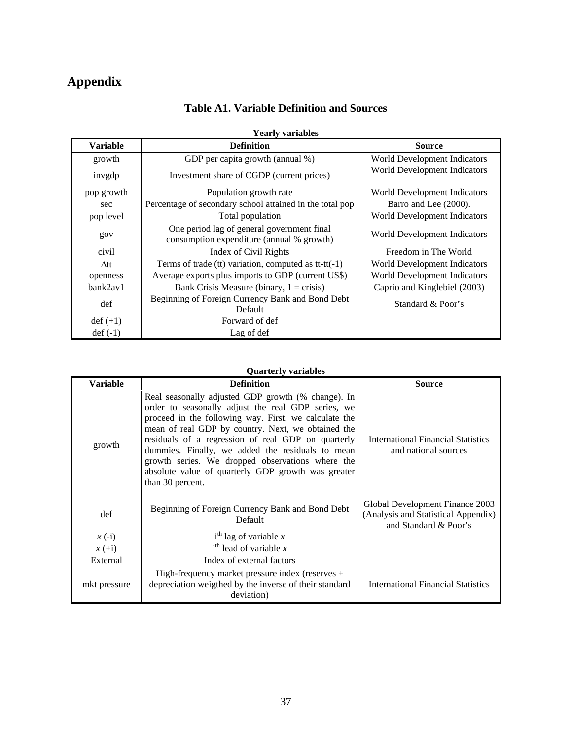# Appendix

## Table A1. Variable Definition and Sources

**Yearly variables**

| Variable | Definition | Source |
|---|---|---|
| growth | GDP per capita growth (annual %) | World Development Indicators |
| invgdp | Investment share of CGDP (current prices) | World Development Indicators |
| pop growth | Population growth rate | World Development Indicators |
| sec | Percentage of secondary school attained in the total pop | Barro and Lee (2000). |
| pop level | Total population | World Development Indicators |
| gov | One period lag of general government final consumption expenditure (annual % growth) | World Development Indicators |
| civil | Index of Civil Rights | Freedom in The World |
| $\Delta$tt | Terms of trade (tt) variation, computed as tt-tt(-1) | World Development Indicators |
| openness | Average exports plus imports to GDP (current US$) | World Development Indicators |
| bank2av1 | Bank Crisis Measure (binary, 1 = crisis) | Caprio and Kinglebiel (2003) |
| def | Beginning of Foreign Currency Bank and Bond Debt Default | Standard & Poor's |
| def (+1) | Forward of def | |
| def (-1) | Lag of def | |

**Quarterly variables**

| Variable | Definition | Source |
|---|---|---|
| growth | Real seasonally adjusted GDP growth (% change). In order to seasonally adjust the real GDP series, we proceed in the following way. First, we calculate the mean of real GDP by country. Next, we obtained the residuals of a regression of real GDP on quarterly dummies. Finally, we added the residuals to mean growth series. We dropped observations where the absolute value of quarterly GDP growth was greater than 30 percent. | International Financial Statistics and national sources |
| def | Beginning of Foreign Currency Bank and Bond Debt Default | Global Development Finance 2003 (Analysis and Statistical Appendix) and Standard & Poor's |
| *x* (-i) | i$^{th}$ lag of variable *x* | |
| *x* (+i) | i$^{th}$ lead of variable *x* | |
| External | Index of external factors | |
| mkt pressure | High-frequency market pressure index (reserves + depreciation weigthed by the inverse of their standard deviation) | International Financial Statistics |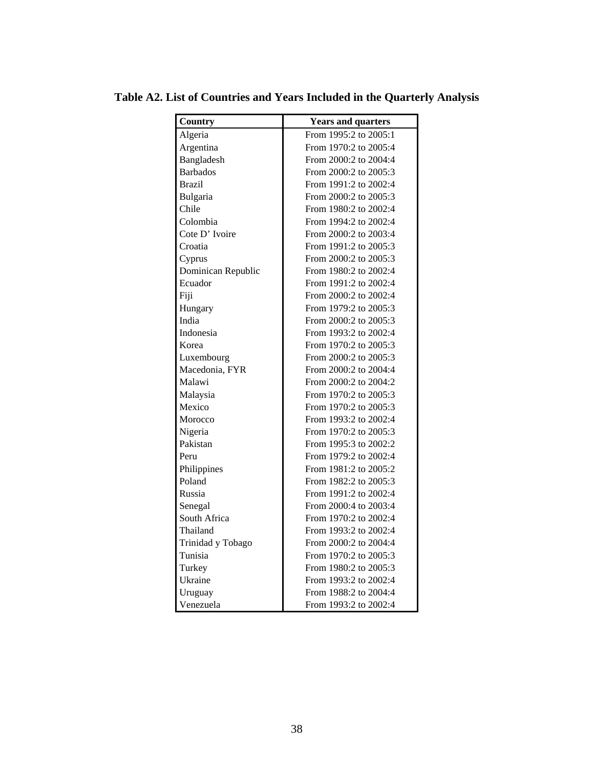**Table A2. List of Countries and Years Included in the Quarterly Analysis**

| Country | Years and quarters |
|---|---|
| Algeria | From 1995:2 to 2005:1 |
| Argentina | From 1970:2 to 2005:4 |
| Bangladesh | From 2000:2 to 2004:4 |
| Barbados | From 2000:2 to 2005:3 |
| Brazil | From 1991:2 to 2002:4 |
| Bulgaria | From 2000:2 to 2005:3 |
| Chile | From 1980:2 to 2002:4 |
| Colombia | From 1994:2 to 2002:4 |
| Cote D' Ivoire | From 2000:2 to 2003:4 |
| Croatia | From 1991:2 to 2005:3 |
| Cyprus | From 2000:2 to 2005:3 |
| Dominican Republic | From 1980:2 to 2002:4 |
| Ecuador | From 1991:2 to 2002:4 |
| Fiji | From 2000:2 to 2002:4 |
| Hungary | From 1979:2 to 2005:3 |
| India | From 2000:2 to 2005:3 |
| Indonesia | From 1993:2 to 2002:4 |
| Korea | From 1970:2 to 2005:3 |
| Luxembourg | From 2000:2 to 2005:3 |
| Macedonia, FYR | From 2000:2 to 2004:4 |
| Malawi | From 2000:2 to 2004:2 |
| Malaysia | From 1970:2 to 2005:3 |
| Mexico | From 1970:2 to 2005:3 |
| Morocco | From 1993:2 to 2002:4 |
| Nigeria | From 1970:2 to 2005:3 |
| Pakistan | From 1995:3 to 2002:2 |
| Peru | From 1979:2 to 2002:4 |
| Philippines | From 1981:2 to 2005:2 |
| Poland | From 1982:2 to 2005:3 |
| Russia | From 1991:2 to 2002:4 |
| Senegal | From 2000:4 to 2003:4 |
| South Africa | From 1970:2 to 2002:4 |
| Thailand | From 1993:2 to 2002:4 |
| Trinidad y Tobago | From 2000:2 to 2004:4 |
| Tunisia | From 1970:2 to 2005:3 |
| Turkey | From 1980:2 to 2005:3 |
| Ukraine | From 1993:2 to 2002:4 |
| Uruguay | From 1988:2 to 2004:4 |
| Venezuela | From 1993:2 to 2002:4 |